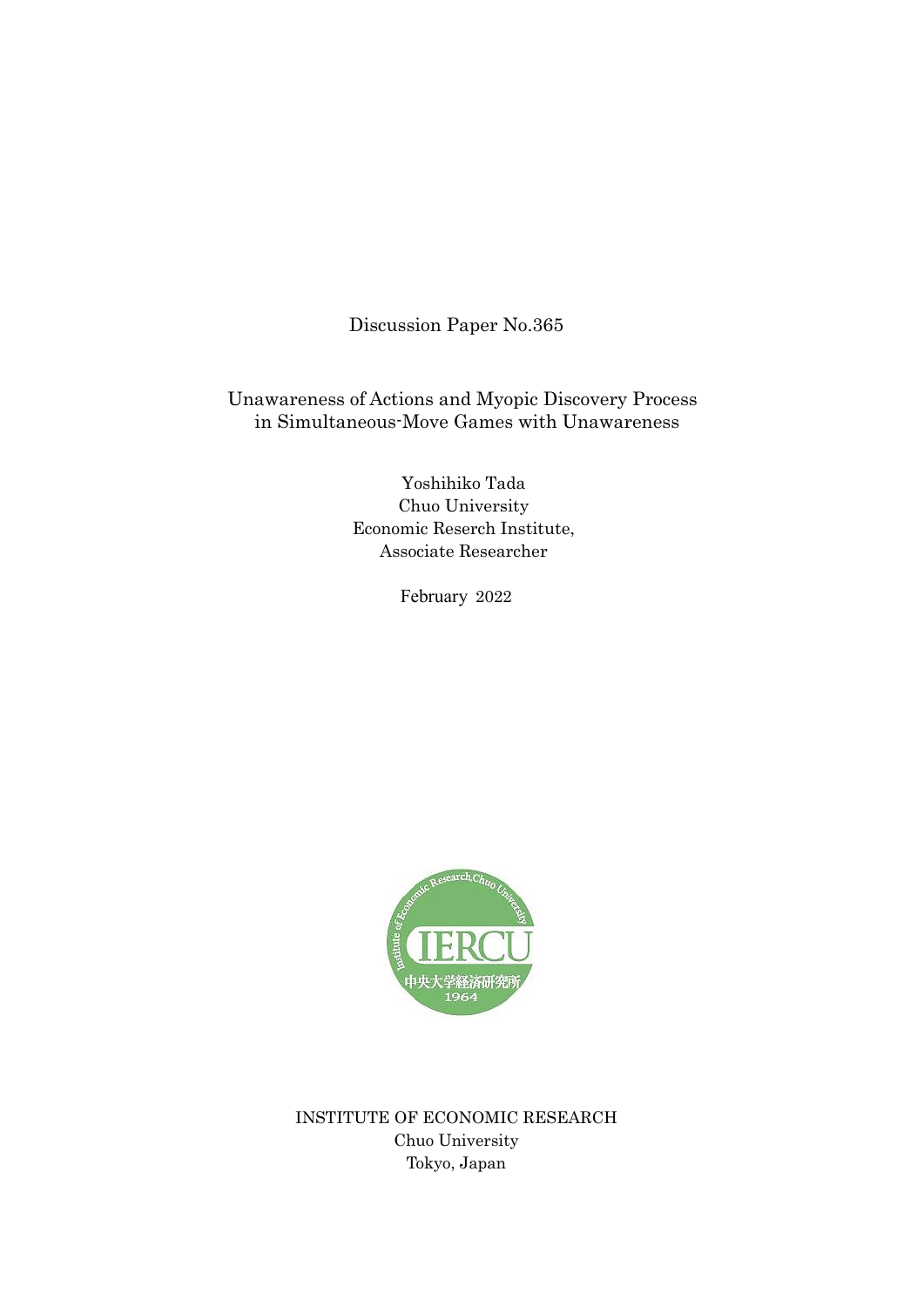Discussion Paper No.365

# Unawareness of Actions and Myopic Discovery Process in Simultaneous-Move Games with Unawareness

Yoshihiko Tada
Chuo University
Economic Reserch Institute,
Associate Researcher

February 2022

INSTITUTE OF ECONOMIC RESEARCH
Chuo University
Tokyo, Japan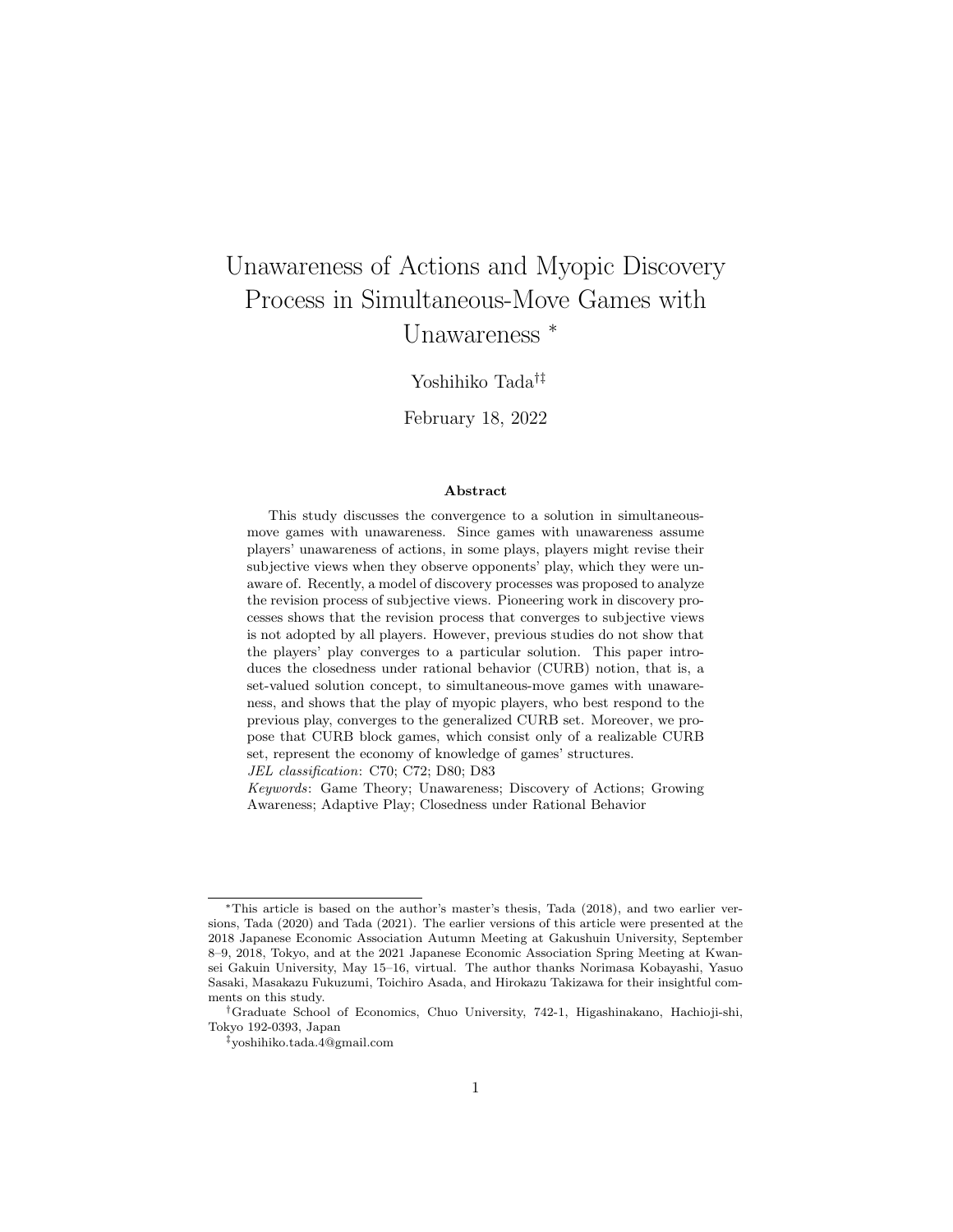# Unawareness of Actions and Myopic Discovery Process in Simultaneous-Move Games with Unawareness *

Yoshihiko Tada[†‡]

February 18, 2022

### Abstract

This study discusses the convergence to a solution in simultaneous-move games with unawareness. Since games with unawareness assume players' unawareness of actions, in some plays, players might revise their subjective views when they observe opponents' play, which they were unaware of. Recently, a model of discovery processes was proposed to analyze the revision process of subjective views. Pioneering work in discovery processes shows that the revision process that converges to subjective views is not adopted by all players. However, previous studies do not show that the players' play converges to a particular solution. This paper introduces the closedness under rational behavior (CURB) notion, that is, a set-valued solution concept, to simultaneous-move games with unawareness, and shows that the play of myopic players, who best respond to the previous play, converges to the generalized CURB set. Moreover, we propose that CURB block games, which consist only of a realizable CURB set, represent the economy of knowledge of games' structures.

*JEL classification*: C70; C72; D80; D83

*Keywords*: Game Theory; Unawareness; Discovery of Actions; Growing Awareness; Adaptive Play; Closedness under Rational Behavior

---

*This article is based on the author's master's thesis, Tada (2018), and two earlier versions, Tada (2020) and Tada (2021). The earlier versions of this article were presented at the 2018 Japanese Economic Association Autumn Meeting at Gakushuin University, September 8–9, 2018, Tokyo, and at the 2021 Japanese Economic Association Spring Meeting at Kwansei Gakuin University, May 15–16, virtual. The author thanks Norimasa Kobayashi, Yasuo Sasaki, Masakazu Fukuzumi, Toichiro Asada, and Hirokazu Takizawa for their insightful comments on this study.

†Graduate School of Economics, Chuo University, 742-1, Higashinakano, Hachioji-shi, Tokyo 192-0393, Japan

‡yoshihiko.tada.4@gmail.com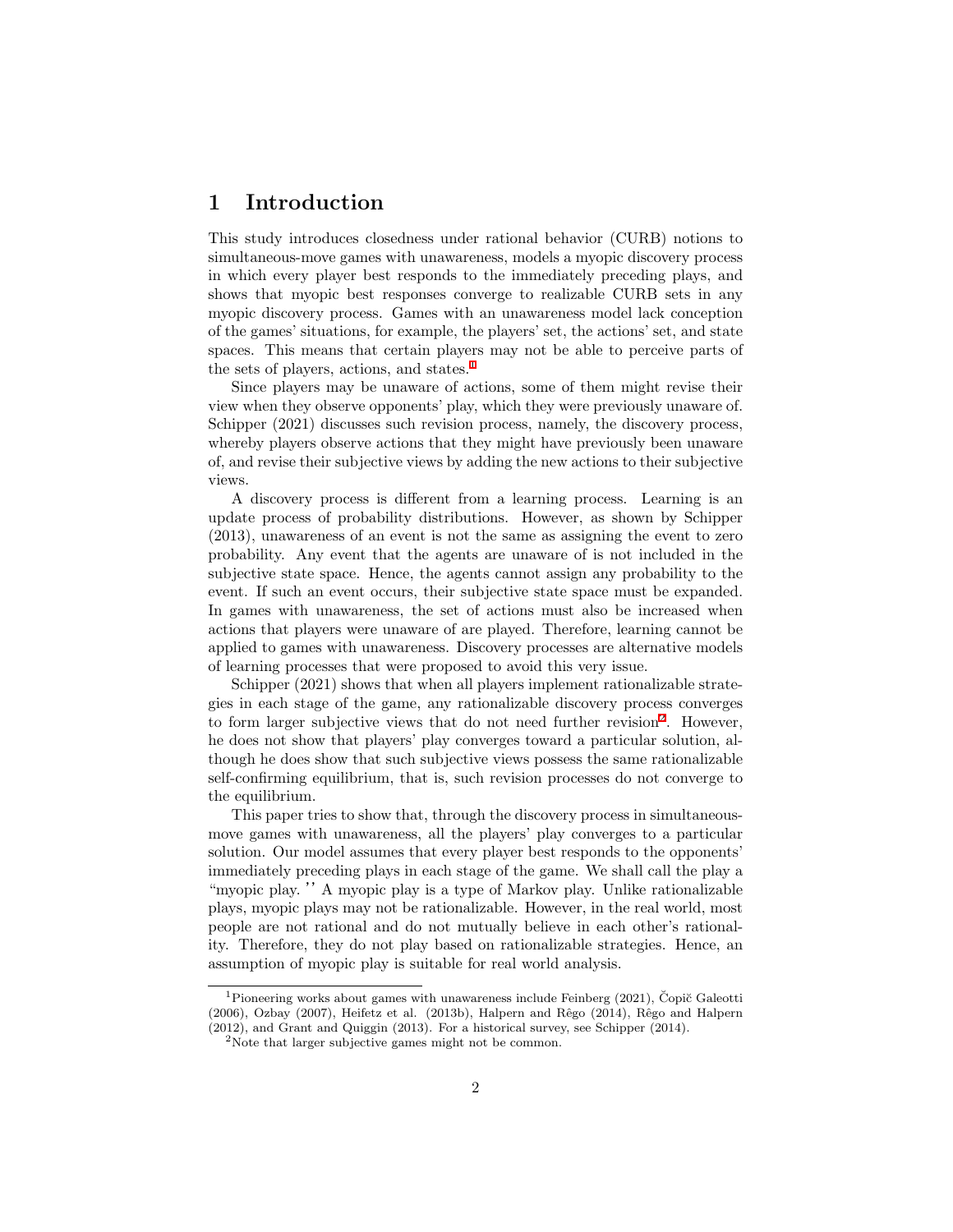# 1 Introduction

This study introduces closedness under rational behavior (CURB) notions to simultaneous-move games with unawareness, models a myopic discovery process in which every player best responds to the immediately preceding plays, and shows that myopic best responses converge to realizable CURB sets in any myopic discovery process. Games with an unawareness model lack conception of the games' situations, for example, the players' set, the actions' set, and state spaces. This means that certain players may not be able to perceive parts of the sets of players, actions, and states.[1]

Since players may be unaware of actions, some of them might revise their view when they observe opponents' play, which they were previously unaware of. Schipper (2021) discusses such revision process, namely, the discovery process, whereby players observe actions that they might have previously been unaware of, and revise their subjective views by adding the new actions to their subjective views.

A discovery process is different from a learning process. Learning is an update process of probability distributions. However, as shown by Schipper (2013), unawareness of an event is not the same as assigning the event to zero probability. Any event that the agents are unaware of is not included in the subjective state space. Hence, the agents cannot assign any probability to the event. If such an event occurs, their subjective state space must be expanded. In games with unawareness, the set of actions must also be increased when actions that players were unaware of are played. Therefore, learning cannot be applied to games with unawareness. Discovery processes are alternative models of learning processes that were proposed to avoid this very issue.

Schipper (2021) shows that when all players implement rationalizable strategies in each stage of the game, any rationalizable discovery process converges to form larger subjective views that do not need further revision[2]. However, he does not show that players' play converges toward a particular solution, although he does show that such subjective views possess the same rationalizable self-confirming equilibrium, that is, such revision processes do not converge to the equilibrium.

This paper tries to show that, through the discovery process in simultaneous-move games with unawareness, all the players' play converges to a particular solution. Our model assumes that every player best responds to the opponents' immediately preceding plays in each stage of the game. We shall call the play a "myopic play." A myopic play is a type of Markov play. Unlike rationalizable plays, myopic plays may not be rationalizable. However, in the real world, most people are not rational and do not mutually believe in each other's rationality. Therefore, they do not play based on rationalizable strategies. Hence, an assumption of myopic play is suitable for real world analysis.

---

[1] Pioneering works about games with unawareness include Feinberg (2021), Čopič Galeotti (2006), Ozbay (2007), Heifetz et al. (2013b), Halpern and Rêgo (2014), Rêgo and Halpern (2012), and Grant and Quiggin (2013). For a historical survey, see Schipper (2014).

[2] Note that larger subjective games might not be common.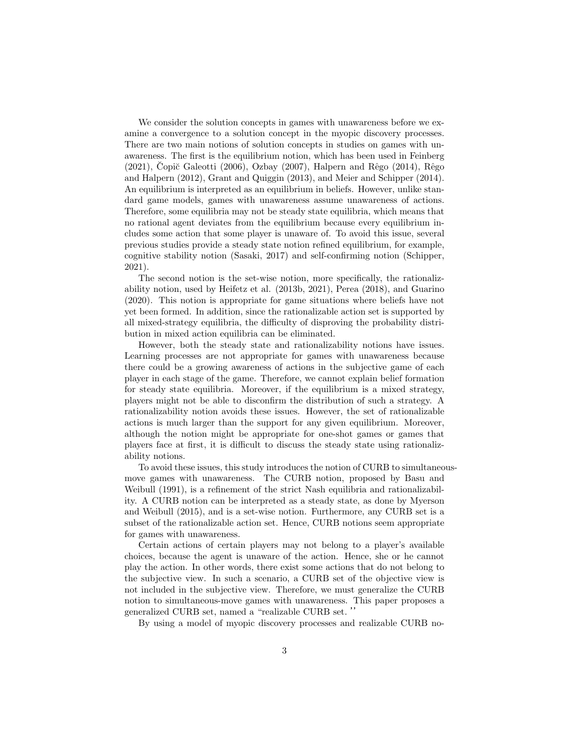We consider the solution concepts in games with unawareness before we examine a convergence to a solution concept in the myopic discovery processes. There are two main notions of solution concepts in studies on games with unawareness. The first is the equilibrium notion, which has been used in Feinberg (2021), Čopič Galeotti (2006), Ozbay (2007), Halpern and Rêgo (2014), Rêgo and Halpern (2012), Grant and Quiggin (2013), and Meier and Schipper (2014). An equilibrium is interpreted as an equilibrium in beliefs. However, unlike standard game models, games with unawareness assume unawareness of actions. Therefore, some equilibria may not be steady state equilibria, which means that no rational agent deviates from the equilibrium because every equilibrium includes some action that some player is unaware of. To avoid this issue, several previous studies provide a steady state notion refined equilibrium, for example, cognitive stability notion (Sasaki, 2017) and self-confirming notion (Schipper, 2021).

The second notion is the set-wise notion, more specifically, the rationalizability notion, used by Heifetz et al. (2013b, 2021), Perea (2018), and Guarino (2020). This notion is appropriate for game situations where beliefs have not yet been formed. In addition, since the rationalizable action set is supported by all mixed-strategy equilibria, the difficulty of disproving the probability distribution in mixed action equilibria can be eliminated.

However, both the steady state and rationalizability notions have issues. Learning processes are not appropriate for games with unawareness because there could be a growing awareness of actions in the subjective game of each player in each stage of the game. Therefore, we cannot explain belief formation for steady state equilibria. Moreover, if the equilibrium is a mixed strategy, players might not be able to disconfirm the distribution of such a strategy. A rationalizability notion avoids these issues. However, the set of rationalizable actions is much larger than the support for any given equilibrium. Moreover, although the notion might be appropriate for one-shot games or games that players face at first, it is difficult to discuss the steady state using rationalizability notions.

To avoid these issues, this study introduces the notion of CURB to simultaneous-move games with unawareness. The CURB notion, proposed by Basu and Weibull (1991), is a refinement of the strict Nash equilibria and rationalizability. A CURB notion can be interpreted as a steady state, as done by Myerson and Weibull (2015), and is a set-wise notion. Furthermore, any CURB set is a subset of the rationalizable action set. Hence, CURB notions seem appropriate for games with unawareness.

Certain actions of certain players may not belong to a player's available choices, because the agent is unaware of the action. Hence, she or he cannot play the action. In other words, there exist some actions that do not belong to the subjective view. In such a scenario, a CURB set of the objective view is not included in the subjective view. Therefore, we must generalize the CURB notion to simultaneous-move games with unawareness. This paper proposes a generalized CURB set, named a "realizable CURB set."

By using a model of myopic discovery processes and realizable CURB no-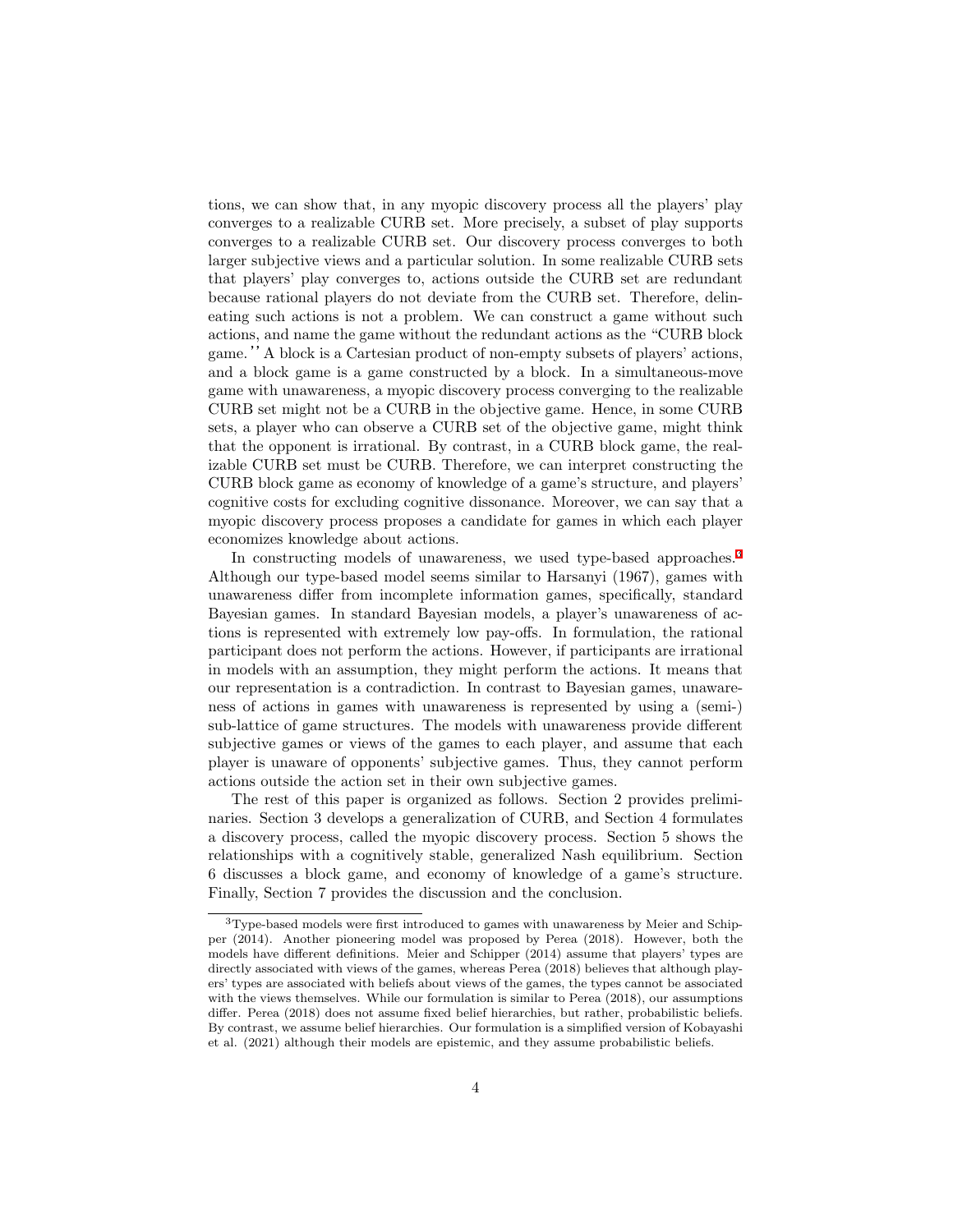tions, we can show that, in any myopic discovery process all the players' play converges to a realizable CURB set. More precisely, a subset of play supports converges to a realizable CURB set. Our discovery process converges to both larger subjective views and a particular solution. In some realizable CURB sets that players' play converges to, actions outside the CURB set are redundant because rational players do not deviate from the CURB set. Therefore, delineating such actions is not a problem. We can construct a game without such actions, and name the game without the redundant actions as the "CURB block game." A block is a Cartesian product of non-empty subsets of players' actions, and a block game is a game constructed by a block. In a simultaneous-move game with unawareness, a myopic discovery process converging to the realizable CURB set might not be a CURB in the objective game. Hence, in some CURB sets, a player who can observe a CURB set of the objective game, might think that the opponent is irrational. By contrast, in a CURB block game, the realizable CURB set must be CURB. Therefore, we can interpret constructing the CURB block game as economy of knowledge of a game's structure, and players' cognitive costs for excluding cognitive dissonance. Moreover, we can say that a myopic discovery process proposes a candidate for games in which each player economizes knowledge about actions.

In constructing models of unawareness, we used type-based approaches.[3] Although our type-based model seems similar to Harsanyi (1967), games with unawareness differ from incomplete information games, specifically, standard Bayesian games. In standard Bayesian models, a player's unawareness of actions is represented with extremely low pay-offs. In formulation, the rational participant does not perform the actions. However, if participants are irrational in models with an assumption, they might perform the actions. It means that our representation is a contradiction. In contrast to Bayesian games, unawareness of actions in games with unawareness is represented by using a (semi-) sub-lattice of game structures. The models with unawareness provide different subjective games or views of the games to each player, and assume that each player is unaware of opponents' subjective games. Thus, they cannot perform actions outside the action set in their own subjective games.

The rest of this paper is organized as follows. Section 2 provides preliminaries. Section 3 develops a generalization of CURB, and Section 4 formulates a discovery process, called the myopic discovery process. Section 5 shows the relationships with a cognitively stable, generalized Nash equilibrium. Section 6 discusses a block game, and economy of knowledge of a game's structure. Finally, Section 7 provides the discussion and the conclusion.

[3]Type-based models were first introduced to games with unawareness by Meier and Schipper (2014). Another pioneering model was proposed by Perea (2018). However, both the models have different definitions. Meier and Schipper (2014) assume that players' types are directly associated with views of the games, whereas Perea (2018) believes that although players' types are associated with beliefs about views of the games, the types cannot be associated with the views themselves. While our formulation is similar to Perea (2018), our assumptions differ. Perea (2018) does not assume fixed belief hierarchies, but rather, probabilistic beliefs. By contrast, we assume belief hierarchies. Our formulation is a simplified version of Kobayashi et al. (2021) although their models are epistemic, and they assume probabilistic beliefs.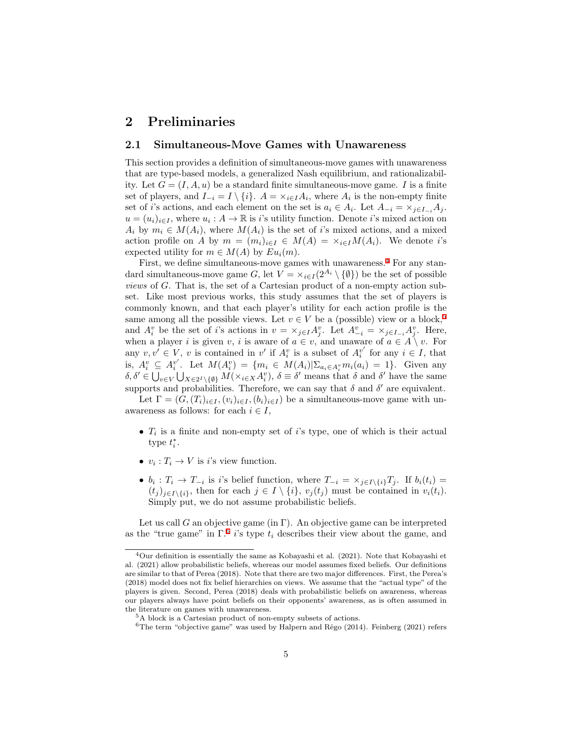# 2 Preliminaries

## 2.1 Simultaneous-Move Games with Unawareness

This section provides a definition of simultaneous-move games with unawareness that are type-based models, a generalized Nash equilibrium, and rationalizability. Let $G = (I, A, u)$ be a standard finite simultaneous-move game. $I$ is a finite set of players, and $I_{-i} = I \setminus \{i\}$. $A = \times_{i \in I} A_i$, where $A_i$ is the non-empty finite set of $i$'s actions, and each element on the set is $a_i \in A_i$. Let $A_{-i} = \times_{j \in I_{-i}} A_j$. $u = (u_i)_{i \in I}$, where $u_i : A \to \mathbb{R}$ is $i$'s utility function. Denote $i$'s mixed action on $A_i$ by $m_i \in M(A_i)$, where $M(A_i)$ is the set of $i$'s mixed actions, and a mixed action profile on $A$ by $m = (m_i)_{i \in I} \in M(A) = \times_{i \in I} M(A_i)$. We denote $i$'s expected utility for $m \in M(A)$ by $Eu_i(m)$.

First, we define simultaneous-move games with unawareness.[4] For any standard simultaneous-move game $G$, let $V = \times_{i \in I}(2^{A_i} \setminus \{\emptyset\})$ be the set of possible *views* of $G$. That is, the set of a Cartesian product of a non-empty action subset. Like most previous works, this study assumes that the set of players is commonly known, and that each player's utility for each action profile is the same among all the possible views. Let $v \in V$ be a (possible) view or a block,[5] and $A_i^v$ be the set of $i$'s actions in $v = \times_{j \in I} A_j^v$. Let $A_{-i}^v = \times_{j \in I_{-i}} A_j^v$. Here, when a player $i$ is given $v$, $i$ is aware of $a \in v$, and unaware of $a \in A \setminus v$. For any $v, v' \in V$, $v$ is contained in $v'$ if $A_i^v$ is a subset of $A_i^{v'}$ for any $i \in I$, that is, $A_i^v \subseteq A_i^{v'}$. Let $M(A_i^v) = \{m_i \in M(A_i) | \Sigma_{a_i \in A_i^v} m_i(a_i) = 1\}$. Given any $\delta, \delta' \in \bigcup_{v \in V} \bigcup_{X \in 2^I \setminus \{\emptyset\}} M(\times_{i \in X} A_i^v)$, $\delta \equiv \delta'$ means that $\delta$ and $\delta'$ have the same supports and probabilities. Therefore, we can say that $\delta$ and $\delta'$ are equivalent.

Let $\Gamma = (G, (T_i)_{i \in I}, (v_i)_{i \in I}, (b_i)_{i \in I})$ be a simultaneous-move game with unawareness as follows: for each $i \in I$,

- $T_i$ is a finite and non-empty set of $i$'s type, one of which is their actual type $t_i^*$.
- $v_i : T_i \to V$ is $i$'s view function.
- $b_i : T_i \to T_{-i}$ is $i$'s belief function, where $T_{-i} = \times_{j \in I \setminus \{i\}} T_j$. If $b_i(t_i) = (t_j)_{j \in I \setminus \{i\}}$, then for each $j \in I \setminus \{i\}$, $v_j(t_j)$ must be contained in $v_i(t_i)$. Simply put, we do not assume probabilistic beliefs.

Let us call $G$ an objective game (in $\Gamma$). An objective game can be interpreted as the "true game" in $\Gamma$.[6] $i$'s type $t_i$ describes their view about the game, and

[4] Our definition is essentially the same as Kobayashi et al. (2021). Note that Kobayashi et al. (2021) allow probabilistic beliefs, whereas our model assumes fixed beliefs. Our definitions are similar to that of Perea (2018). Note that there are two major differences. First, the Perea's (2018) model does not fix belief hierarchies on views. We assume that the "actual type" of the players is given. Second, Perea (2018) deals with probabilistic beliefs on awareness, whereas our players always have point beliefs on their opponents' awareness, as is often assumed in the literature on games with unawareness.

[5] A block is a Cartesian product of non-empty subsets of actions.

[6] The term "objective game" was used by Halpern and Rêgo (2014). Feinberg (2021) refers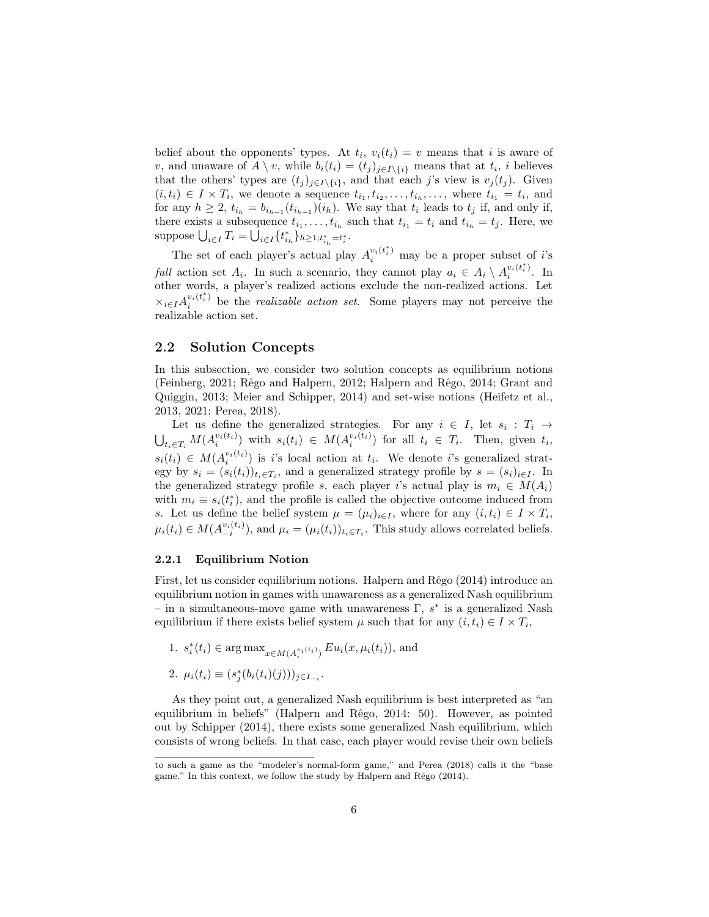belief about the opponents' types. At $t_i$, $v_i(t_i) = v$ means that $i$ is aware of $v$, and unaware of $A \setminus v$, while $b_i(t_i) = (t_j)_{j \in I \setminus \{i\}}$ means that at $t_i$, $i$ believes that the others' types are $(t_j)_{j \in I \setminus \{i\}}$, and that each $j$'s view is $v_j(t_j)$. Given $(i, t_i) \in I \times T_i$, we denote a sequence $t_{i_1}, t_{i_2}, \ldots, t_{i_h}, \ldots$, where $t_{i_1} = t_i$, and for any $h \geq 2$, $t_{i_h} = b_{i_{h-1}}(t_{i_{h-1}})(i_h)$. We say that $t_i$ leads to $t_j$ if, and only if, there exists a subsequence $t_{i_1}, \ldots, t_{i_h}$ such that $t_{i_1} = t_i$ and $t_{i_h} = t_j$. Here, we suppose $\bigcup_{i \in I} T_i = \bigcup_{i \in I} \{t^*_{i_h}\}_{h \geq 1; t^*_{i_h} = t^*_i}$.

The set of each player's actual play $A_i^{v_i(t^*_i)}$ may be a proper subset of $i$'s *full* action set $A_i$. In such a scenario, they cannot play $a_i \in A_i \setminus A_i^{v_i(t^*_i)}$. In other words, a player's realized actions exclude the non-realized actions. Let $\times_{i \in I} A_i^{v_i(t^*_i)}$ be the *realizable action set*. Some players may not perceive the realizable action set.

## 2.2 Solution Concepts

In this subsection, we consider two solution concepts as equilibrium notions (Feinberg, 2021; Rêgo and Halpern, 2012; Halpern and Rêgo, 2014; Grant and Quiggin, 2013; Meier and Schipper, 2014) and set-wise notions (Heifetz et al., 2013, 2021; Perea, 2018).

Let us define the generalized strategies. For any $i \in I$, let $s_i : T_i \to \bigcup_{t_i \in T_i} M(A_i^{v_i(t_i)})$ with $s_i(t_i) \in M(A_i^{v_i(t_i)})$ for all $t_i \in T_i$. Then, given $t_i$, $s_i(t_i) \in M(A_i^{v_i(t_i)})$ is $i$'s local action at $t_i$. We denote $i$'s generalized strategy by $s_i = (s_i(t_i))_{t_i \in T_i}$, and a generalized strategy profile by $s = (s_i)_{i \in I}$. In the generalized strategy profile $s$, each player $i$'s actual play is $m_i \in M(A_i)$ with $m_i \equiv s_i(t^*_i)$, and the profile is called the objective outcome induced from $s$. Let us define the belief system $\mu = (\mu_i)_{i \in I}$, where for any $(i, t_i) \in I \times T_i$, $\mu_i(t_i) \in M(A_{-i}^{v_i(t_i)})$, and $\mu_i = (\mu_i(t_i))_{t_i \in T_i}$. This study allows correlated beliefs.

### 2.2.1 Equilibrium Notion

First, let us consider equilibrium notions. Halpern and Rêgo (2014) introduce an equilibrium notion in games with unawareness as a generalized Nash equilibrium – in a simultaneous-move game with unawareness $\Gamma$, $s^*$ is a generalized Nash equilibrium if there exists belief system $\mu$ such that for any $(i, t_i) \in I \times T_i$,

1. $s^*_i(t_i) \in \arg\max_{x \in M(A_i^{v_i(t_i)})} Eu_i(x, \mu_i(t_i))$, and
2. $\mu_i(t_i) \equiv (s^*_j(b_i(t_i)(j)))_{j \in I_{-i}}$.

As they point out, a generalized Nash equilibrium is best interpreted as "an equilibrium in beliefs" (Halpern and Rêgo, 2014: 50). However, as pointed out by Schipper (2014), there exists some generalized Nash equilibrium, which consists of wrong beliefs. In that case, each player would revise their own beliefs

to such a game as the "modeler's normal-form game," and Perea (2018) calls it the "base game." In this context, we follow the study by Halpern and Rêgo (2014).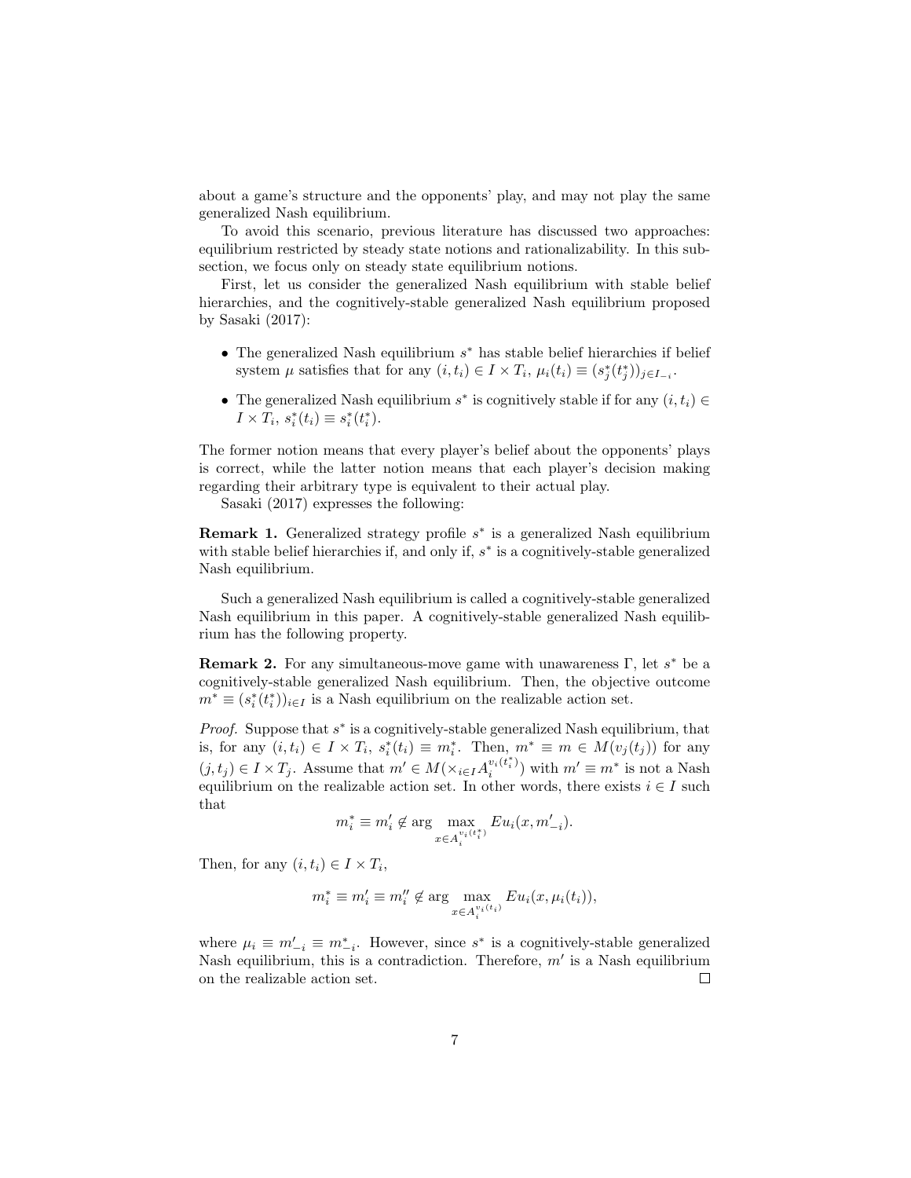about a game's structure and the opponents' play, and may not play the same generalized Nash equilibrium.

To avoid this scenario, previous literature has discussed two approaches: equilibrium restricted by steady state notions and rationalizability. In this subsection, we focus only on steady state equilibrium notions.

First, let us consider the generalized Nash equilibrium with stable belief hierarchies, and the cognitively-stable generalized Nash equilibrium proposed by Sasaki (2017):

- The generalized Nash equilibrium $s^*$ has stable belief hierarchies if belief system $\mu$ satisfies that for any $(i, t_i) \in I \times T_i$, $\mu_i(t_i) \equiv (s_j^*(t_j^*))_{j \in I_{-i}}$.
- The generalized Nash equilibrium $s^*$ is cognitively stable if for any $(i, t_i) \in I \times T_i$, $s_i^*(t_i) \equiv s_i^*(t_i^*)$.

The former notion means that every player's belief about the opponents' plays is correct, while the latter notion means that each player's decision making regarding their arbitrary type is equivalent to their actual play.

Sasaki (2017) expresses the following:

**Remark 1.** Generalized strategy profile $s^*$ is a generalized Nash equilibrium with stable belief hierarchies if, and only if, $s^*$ is a cognitively-stable generalized Nash equilibrium.

Such a generalized Nash equilibrium is called a cognitively-stable generalized Nash equilibrium in this paper. A cognitively-stable generalized Nash equilibrium has the following property.

**Remark 2.** For any simultaneous-move game with unawareness $\Gamma$, let $s^*$ be a cognitively-stable generalized Nash equilibrium. Then, the objective outcome $m^* \equiv (s_i^*(t_i^*))_{i \in I}$ is a Nash equilibrium on the realizable action set.

*Proof.* Suppose that $s^*$ is a cognitively-stable generalized Nash equilibrium, that is, for any $(i, t_i) \in I \times T_i$, $s_i^*(t_i) \equiv m_i^*$. Then, $m^* \equiv m \in M(v_j(t_j))$ for any $(j, t_j) \in I \times T_j$. Assume that $m' \in M(\times_{i \in I} A_i^{v_i(t_i^*)})$ with $m' \equiv m^*$ is not a Nash equilibrium on the realizable action set. In other words, there exists $i \in I$ such that

$$m_i^* \equiv m_i' \notin \arg \max_{x \in A_i^{v_i(t_i^*)}} Eu_i(x, m_{-i}').$$

Then, for any $(i, t_i) \in I \times T_i$,

$$m_i^* \equiv m_i' \equiv m_i'' \notin \arg \max_{x \in A_i^{v_i(t_i)}} Eu_i(x, \mu_i(t_i)),$$

where $\mu_i \equiv m_{-i}' \equiv m_{-i}^*$. However, since $s^*$ is a cognitively-stable generalized Nash equilibrium, this is a contradiction. Therefore, $m'$ is a Nash equilibrium on the realizable action set. □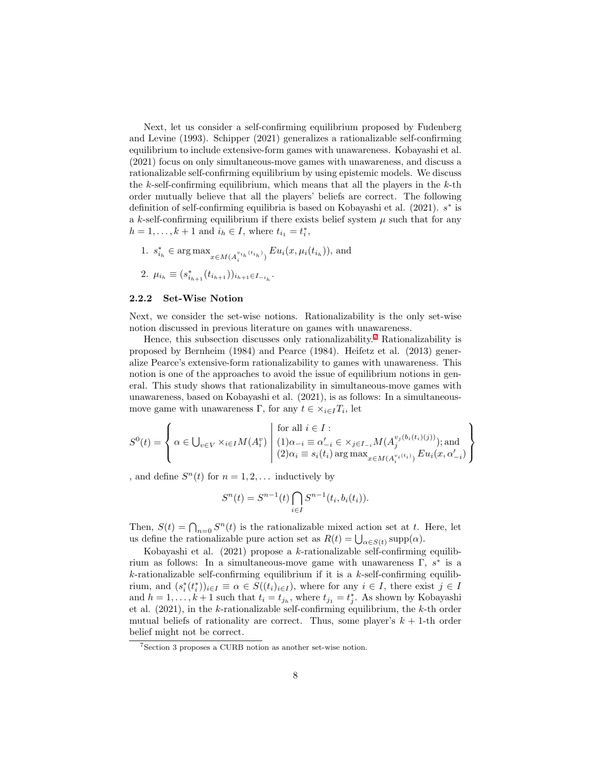Next, let us consider a self-confirming equilibrium proposed by Fudenberg and Levine (1993). Schipper (2021) generalizes a rationalizable self-confirming equilibrium to include extensive-form games with unawareness. Kobayashi et al. (2021) focus on only simultaneous-move games with unawareness, and discuss a rationalizable self-confirming equilibrium by using epistemic models. We discuss the $k$-self-confirming equilibrium, which means that all the players in the $k$-th order mutually believe that all the players' beliefs are correct. The following definition of self-confirming equilibria is based on Kobayashi et al. (2021). $s^*$ is a $k$-self-confirming equilibrium if there exists belief system $\mu$ such that for any $h = 1, \ldots, k+1$ and $i_h \in I$, where $t_{i_1} = t^*_i$,

1. $s^*_{i_h} \in \arg\max_{x \in M(A_i^{v_{i_h}(t_{i_h})})} Eu_i(x, \mu_i(t_{i_h}))$, and
2. $\mu_{i_h} \equiv (s^*_{i_{h+1}}(t_{i_{h+1}}))_{i_{h+1} \in I_{-i_h}}$.

### 2.2.2 Set-Wise Notion

Next, we consider the set-wise notions. Rationalizability is the only set-wise notion discussed in previous literature on games with unawareness.

Hence, this subsection discusses only rationalizability.[7] Rationalizability is proposed by Bernheim (1984) and Pearce (1984). Heifetz et al. (2013) generalize Pearce's extensive-form rationalizability to games with unawareness. This notion is one of the approaches to avoid the issue of equilibrium notions in general. This study shows that rationalizability in simultaneous-move games with unawareness, based on Kobayashi et al. (2021), is as follows: In a simultaneous-move game with unawareness $\Gamma$, for any $t \in \times_{i \in I} T_i$, let

$$S^0(t) = \left\{ \alpha \in \bigcup_{v \in V} \times_{i \in I} M(A_i^v) \;\middle|\; \begin{array}{l} \text{for all } i \in I: \\ (1) \alpha_{-i} \equiv \alpha'_{-i} \in \times_{j \in I_{-i}} M(A_j^{v_j(b_i(t_i)(j))}); \text{and} \\ (2) \alpha_i \equiv s_i(t_i) \arg\max_{x \in M(A_i^{v_i(t_i)})} Eu_i(x, \alpha'_{-i}) \end{array} \right\}$$

, and define $S^n(t)$ for $n = 1, 2, \ldots$ inductively by

$$S^n(t) = S^{n-1}(t) \bigcap_{i \in I} S^{n-1}(t_i, b_i(t_i)).$$

Then, $S(t) = \bigcap_{n=0} S^n(t)$ is the rationalizable mixed action set at $t$. Here, let us define the rationalizable pure action set as $R(t) = \bigcup_{\alpha \in S(t)} \text{supp}(\alpha)$.

Kobayashi et al. (2021) propose a $k$-rationalizable self-confirming equilibrium as follows: In a simultaneous-move game with unawareness $\Gamma$, $s^*$ is a $k$-rationalizable self-confirming equilibrium if it is a $k$-self-confirming equilibrium, and $(s^*_i(t^*_i))_{i \in I} \equiv \alpha \in S((t_i)_{i \in I})$, where for any $i \in I$, there exist $j \in I$ and $h = 1, \ldots, k+1$ such that $t_i = t_{j_h}$, where $t_{j_1} = t^*_j$. As shown by Kobayashi et al. (2021), in the $k$-rationalizable self-confirming equilibrium, the $k$-th order mutual beliefs of rationality are correct. Thus, some player's $k+1$-th order belief might not be correct.

[7] Section 3 proposes a CURB notion as another set-wise notion.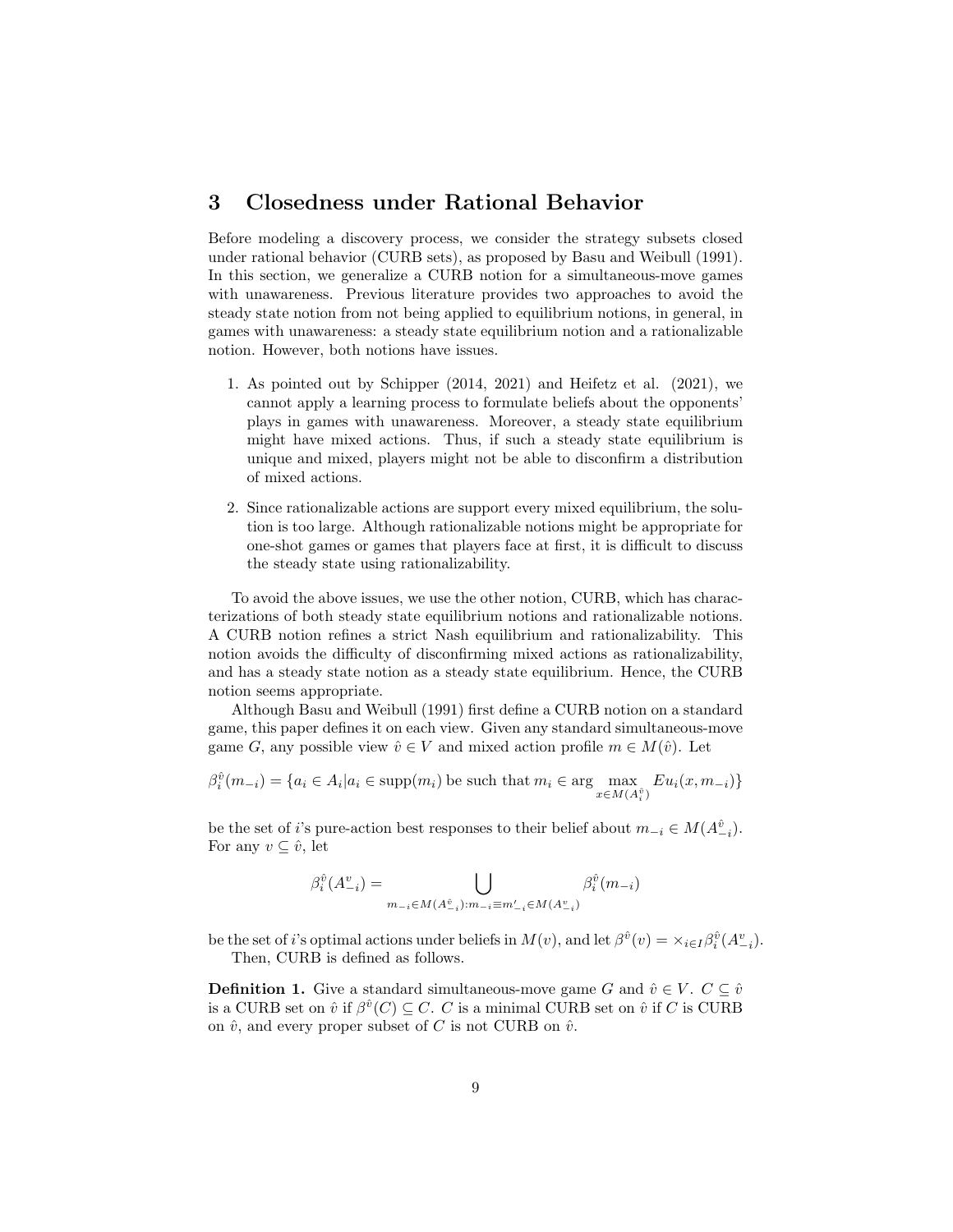## 3 Closedness under Rational Behavior

Before modeling a discovery process, we consider the strategy subsets closed under rational behavior (CURB sets), as proposed by Basu and Weibull (1991). In this section, we generalize a CURB notion for a simultaneous-move games with unawareness. Previous literature provides two approaches to avoid the steady state notion from not being applied to equilibrium notions, in general, in games with unawareness: a steady state equilibrium notion and a rationalizable notion. However, both notions have issues.

1. As pointed out by Schipper (2014, 2021) and Heifetz et al. (2021), we cannot apply a learning process to formulate beliefs about the opponents' plays in games with unawareness. Moreover, a steady state equilibrium might have mixed actions. Thus, if such a steady state equilibrium is unique and mixed, players might not be able to disconfirm a distribution of mixed actions.
2. Since rationalizable actions are support every mixed equilibrium, the solution is too large. Although rationalizable notions might be appropriate for one-shot games or games that players face at first, it is difficult to discuss the steady state using rationalizability.

To avoid the above issues, we use the other notion, CURB, which has characterizations of both steady state equilibrium notions and rationalizable notions. A CURB notion refines a strict Nash equilibrium and rationalizability. This notion avoids the difficulty of disconfirming mixed actions as rationalizability, and has a steady state notion as a steady state equilibrium. Hence, the CURB notion seems appropriate.

Although Basu and Weibull (1991) first define a CURB notion on a standard game, this paper defines it on each view. Given any standard simultaneous-move game $G$, any possible view $\hat{v} \in V$ and mixed action profile $m \in M(\hat{v})$. Let

$$\beta_i^{\hat{v}}(m_{-i}) = \{a_i \in A_i | a_i \in \operatorname{supp}(m_i) \text{ be such that } m_i \in \arg\max_{x \in M(A_i^{\hat{v}})} Eu_i(x, m_{-i})\}$$

be the set of $i$'s pure-action best responses to their belief about $m_{-i} \in M(A_{-i}^{\hat{v}})$. For any $v \subseteq \hat{v}$, let

$$\beta_i^{\hat{v}}(A_{-i}^{v}) = \bigcup_{m_{-i} \in M(A_{-i}^{\hat{v}}) : m_{-i} \equiv m'_{-i} \in M(A_{-i}^{v})} \beta_i^{\hat{v}}(m_{-i})$$

be the set of $i$'s optimal actions under beliefs in $M(v)$, and let $\beta^{\hat{v}}(v) = \times_{i \in I} \beta_i^{\hat{v}}(A_{-i}^{v})$.

Then, CURB is defined as follows.

**Definition 1.** Give a standard simultaneous-move game $G$ and $\hat{v} \in V$. $C \subseteq \hat{v}$ is a CURB set on $\hat{v}$ if $\beta^{\hat{v}}(C) \subseteq C$. $C$ is a minimal CURB set on $\hat{v}$ if $C$ is CURB on $\hat{v}$, and every proper subset of $C$ is not CURB on $\hat{v}$.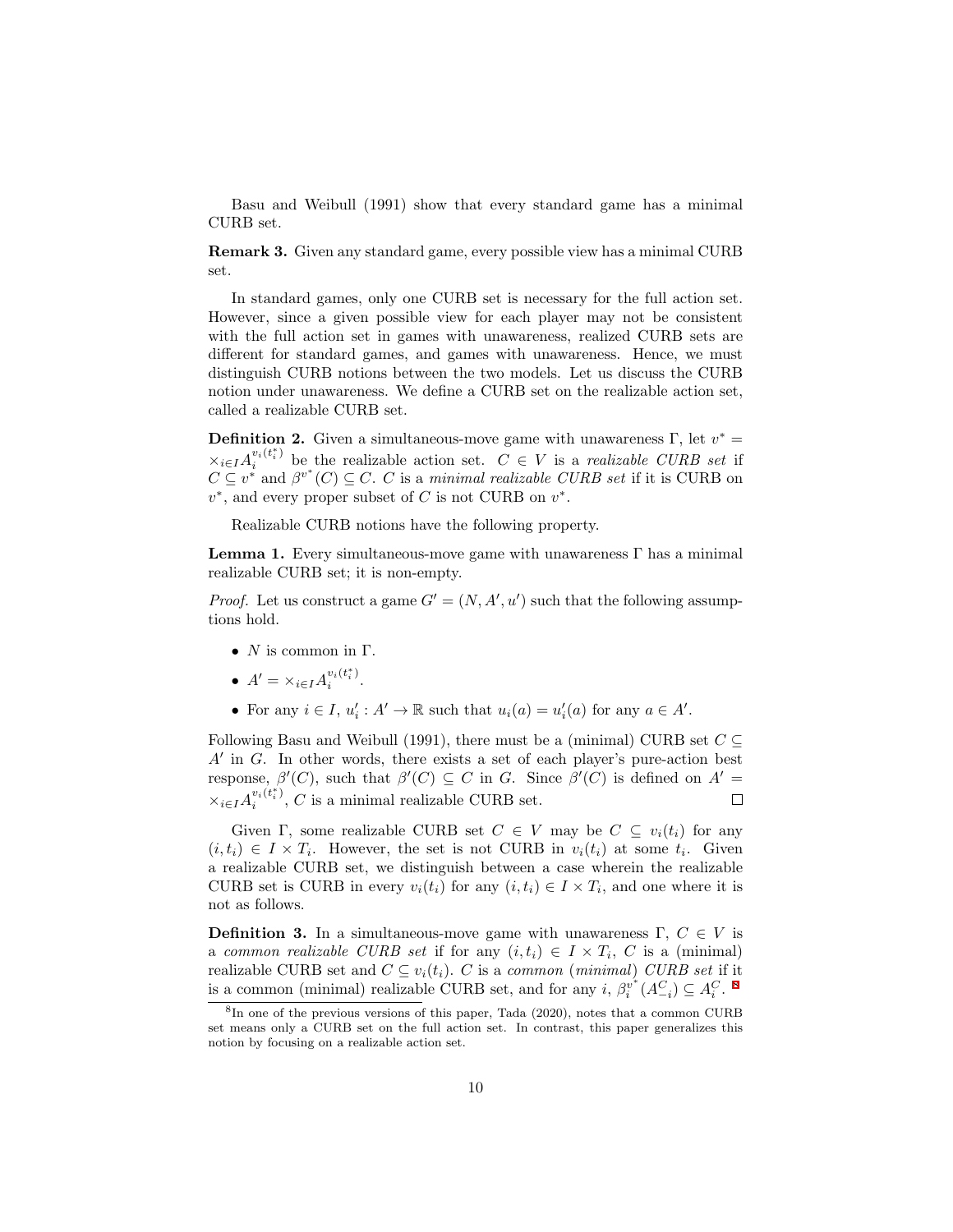Basu and Weibull (1991) show that every standard game has a minimal CURB set.

**Remark 3.** Given any standard game, every possible view has a minimal CURB set.

In standard games, only one CURB set is necessary for the full action set. However, since a given possible view for each player may not be consistent with the full action set in games with unawareness, realized CURB sets are different for standard games, and games with unawareness. Hence, we must distinguish CURB notions between the two models. Let us discuss the CURB notion under unawareness. We define a CURB set on the realizable action set, called a realizable CURB set.

**Definition 2.** Given a simultaneous-move game with unawareness $\Gamma$, let $v^* = \times_{i \in I} A_i^{v_i(t_i^*)}$ be the realizable action set. $C \in V$ is a *realizable CURB set* if $C \subseteq v^*$ and $\beta^{v^*}(C) \subseteq C$. $C$ is a *minimal realizable CURB set* if it is CURB on $v^*$, and every proper subset of $C$ is not CURB on $v^*$.

Realizable CURB notions have the following property.

**Lemma 1.** Every simultaneous-move game with unawareness $\Gamma$ has a minimal realizable CURB set; it is non-empty.

*Proof.* Let us construct a game $G' = (N, A', u')$ such that the following assumptions hold.

- $N$ is common in $\Gamma$.
- $A' = \times_{i \in I} A_i^{v_i(t_i^*)}$.
- For any $i \in I$, $u_i' : A' \to \mathbb{R}$ such that $u_i(a) = u_i'(a)$ for any $a \in A'$.

Following Basu and Weibull (1991), there must be a (minimal) CURB set $C \subseteq A'$ in $G$. In other words, there exists a set of each player's pure-action best response, $\beta'(C)$, such that $\beta'(C) \subseteq C$ in $G$. Since $\beta'(C)$ is defined on $A' = \times_{i \in I} A_i^{v_i(t_i^*)}$, $C$ is a minimal realizable CURB set. $\square$

Given $\Gamma$, some realizable CURB set $C \in V$ may be $C \subseteq v_i(t_i)$ for any $(i, t_i) \in I \times T_i$. However, the set is not CURB in $v_i(t_i)$ at some $t_i$. Given a realizable CURB set, we distinguish between a case wherein the realizable CURB set is CURB in every $v_i(t_i)$ for any $(i, t_i) \in I \times T_i$, and one where it is not as follows.

**Definition 3.** In a simultaneous-move game with unawareness $\Gamma$, $C \in V$ is a *common realizable CURB set* if for any $(i, t_i) \in I \times T_i$, $C$ is a (minimal) realizable CURB set and $C \subseteq v_i(t_i)$. $C$ is a *common* (*minimal*) *CURB set* if it is a common (minimal) realizable CURB set, and for any $i$, $\beta_i^{v^*}(A_{-i}^C) \subseteq A_i^C$.[8]

[8]In one of the previous versions of this paper, Tada (2020), notes that a common CURB set means only a CURB set on the full action set. In contrast, this paper generalizes this notion by focusing on a realizable action set.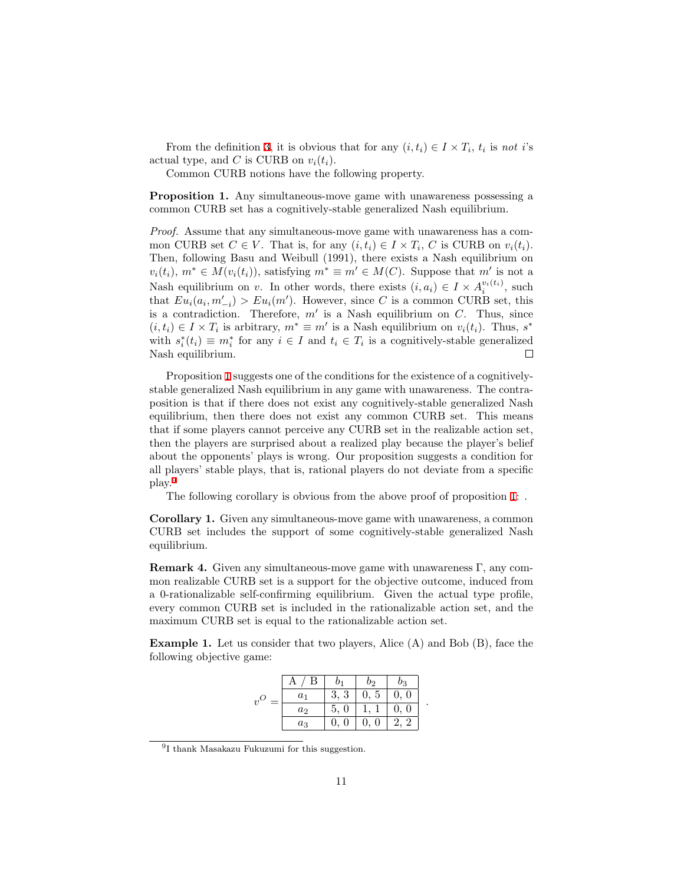From the definition 3, it is obvious that for any $(i, t_i) \in I \times T_i$, $t_i$ is *not* $i$'s actual type, and $C$ is CURB on $v_i(t_i)$.

Common CURB notions have the following property.

**Proposition 1.** Any simultaneous-move game with unawareness possessing a common CURB set has a cognitively-stable generalized Nash equilibrium.

*Proof.* Assume that any simultaneous-move game with unawareness has a common CURB set $C \in V$. That is, for any $(i, t_i) \in I \times T_i$, $C$ is CURB on $v_i(t_i)$. Then, following Basu and Weibull (1991), there exists a Nash equilibrium on $v_i(t_i)$, $m^* \in M(v_i(t_i))$, satisfying $m^* \equiv m' \in M(C)$. Suppose that $m'$ is not a Nash equilibrium on $v$. In other words, there exists $(i, a_i) \in I \times A_i^{v_i(t_i)}$, such that $Eu_i(a_i, m'_{-i}) > Eu_i(m')$. However, since $C$ is a common CURB set, this is a contradiction. Therefore, $m'$ is a Nash equilibrium on $C$. Thus, since $(i, t_i) \in I \times T_i$ is arbitrary, $m^* \equiv m'$ is a Nash equilibrium on $v_i(t_i)$. Thus, $s^*$ with $s_i^*(t_i) \equiv m_i^*$ for any $i \in I$ and $t_i \in T_i$ is a cognitively-stable generalized Nash equilibrium. $\square$

Proposition 1 suggests one of the conditions for the existence of a cognitively-stable generalized Nash equilibrium in any game with unawareness. The contraposition is that if there does not exist any cognitively-stable generalized Nash equilibrium, then there does not exist any common CURB set. This means that if some players cannot perceive any CURB set in the realizable action set, then the players are surprised about a realized play because the player's belief about the opponents' plays is wrong. Our proposition suggests a condition for all players' stable plays, that is, rational players do not deviate from a specific play.[9]

The following corollary is obvious from the above proof of proposition 1: .

**Corollary 1.** Given any simultaneous-move game with unawareness, a common CURB set includes the support of some cognitively-stable generalized Nash equilibrium.

**Remark 4.** Given any simultaneous-move game with unawareness $\Gamma$, any common realizable CURB set is a support for the objective outcome, induced from a 0-rationalizable self-confirming equilibrium. Given the actual type profile, every common CURB set is included in the rationalizable action set, and the maximum CURB set is equal to the rationalizable action set.

**Example 1.** Let us consider that two players, Alice (A) and Bob (B), face the following objective game:

$v^O =$

| A / B | $b_1$ | $b_2$ | $b_3$ |
|---|---|---|---|
| $a_1$ | 3, 3 | 0, 5 | 0, 0 |
| $a_2$ | 5, 0 | 1, 1 | 0, 0 |
| $a_3$ | 0, 0 | 0, 0 | 2, 2 |

.

[9] I thank Masakazu Fukuzumi for this suggestion.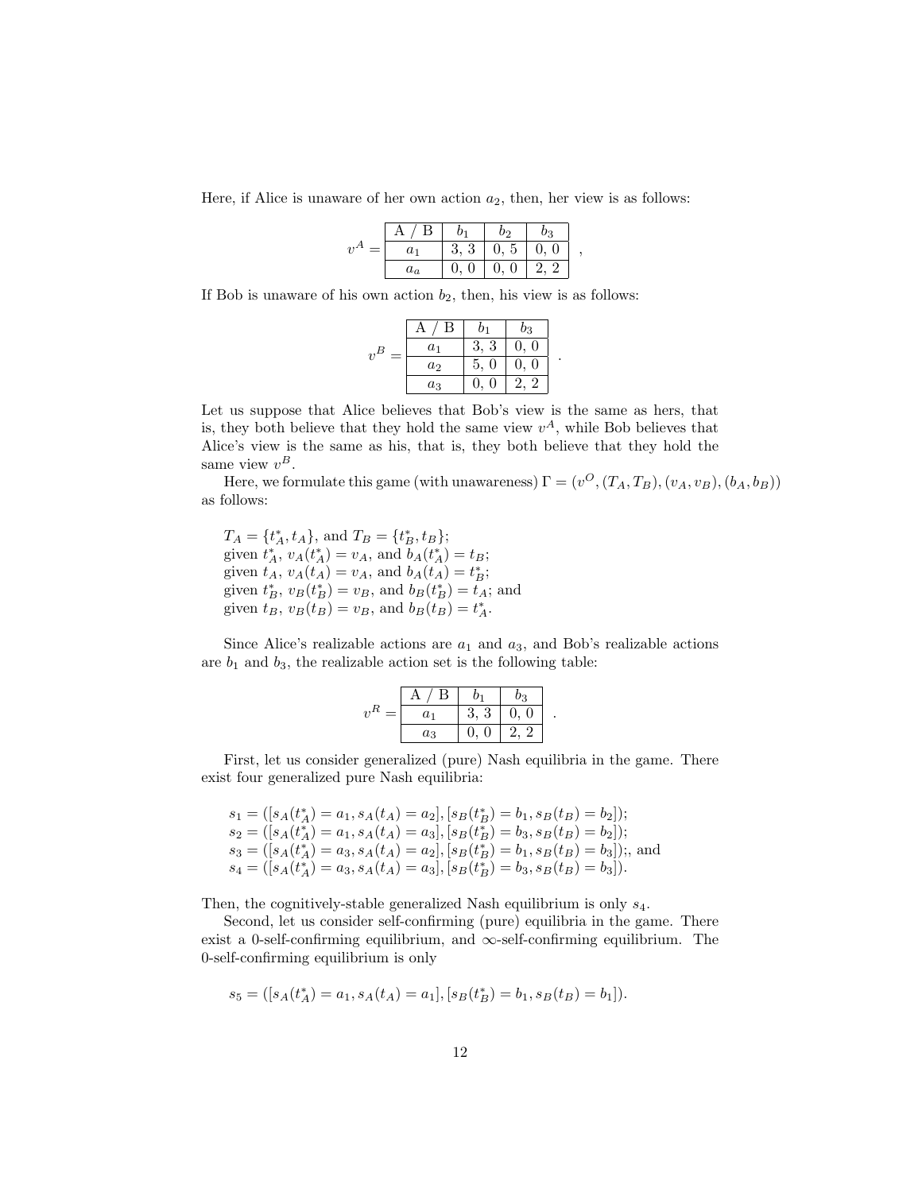Here, if Alice is unaware of her own action $a_2$, then, her view is as follows:

$v^A =$

| A / B | $b_1$ | $b_2$ | $b_3$ |
|---|---|---|---|
| $a_1$ | 3, 3 | 0, 5 | 0, 0 |
| $a_a$ | 0, 0 | 0, 0 | 2, 2 |

,

If Bob is unaware of his own action $b_2$, then, his view is as follows:

$v^B =$

| A / B | $b_1$ | $b_3$ |
|---|---|---|
| $a_1$ | 3, 3 | 0, 0 |
| $a_2$ | 5, 0 | 0, 0 |
| $a_3$ | 0, 0 | 2, 2 |

.

Let us suppose that Alice believes that Bob's view is the same as hers, that is, they both believe that they hold the same view $v^A$, while Bob believes that Alice's view is the same as his, that is, they both believe that they hold the same view $v^B$.

Here, we formulate this game (with unawareness) $\Gamma = (v^O, (T_A, T_B), (v_A, v_B), (b_A, b_B))$ as follows:

$T_A = \{t_A^*, t_A\}$, and $T_B = \{t_B^*, t_B\}$;
given $t_A^*$, $v_A(t_A^*) = v_A$, and $b_A(t_A^*) = t_B$;
given $t_A$, $v_A(t_A) = v_A$, and $b_A(t_A) = t_B^*$;
given $t_B^*$, $v_B(t_B^*) = v_B$, and $b_B(t_B^*) = t_A$; and
given $t_B$, $v_B(t_B) = v_B$, and $b_B(t_B) = t_A^*$.

Since Alice's realizable actions are $a_1$ and $a_3$, and Bob's realizable actions are $b_1$ and $b_3$, the realizable action set is the following table:

$v^R =$

| A / B | $b_1$ | $b_3$ |
|---|---|---|
| $a_1$ | 3, 3 | 0, 0 |
| $a_3$ | 0, 0 | 2, 2 |

.

First, let us consider generalized (pure) Nash equilibria in the game. There exist four generalized pure Nash equilibria:

$s_1 = ([s_A(t_A^*) = a_1, s_A(t_A) = a_2], [s_B(t_B^*) = b_1, s_B(t_B) = b_2])$;
$s_2 = ([s_A(t_A^*) = a_1, s_A(t_A) = a_3], [s_B(t_B^*) = b_3, s_B(t_B) = b_2])$;
$s_3 = ([s_A(t_A^*) = a_3, s_A(t_A) = a_2], [s_B(t_B^*) = b_1, s_B(t_B) = b_3])$;, and
$s_4 = ([s_A(t_A^*) = a_3, s_A(t_A) = a_3], [s_B(t_B^*) = b_3, s_B(t_B) = b_3])$.

Then, the cognitively-stable generalized Nash equilibrium is only $s_4$.

Second, let us consider self-confirming (pure) equilibria in the game. There exist a 0-self-confirming equilibrium, and $\infty$-self-confirming equilibrium. The 0-self-confirming equilibrium is only

$$s_5 = ([s_A(t_A^*) = a_1, s_A(t_A) = a_1], [s_B(t_B^*) = b_1, s_B(t_B) = b_1]).$$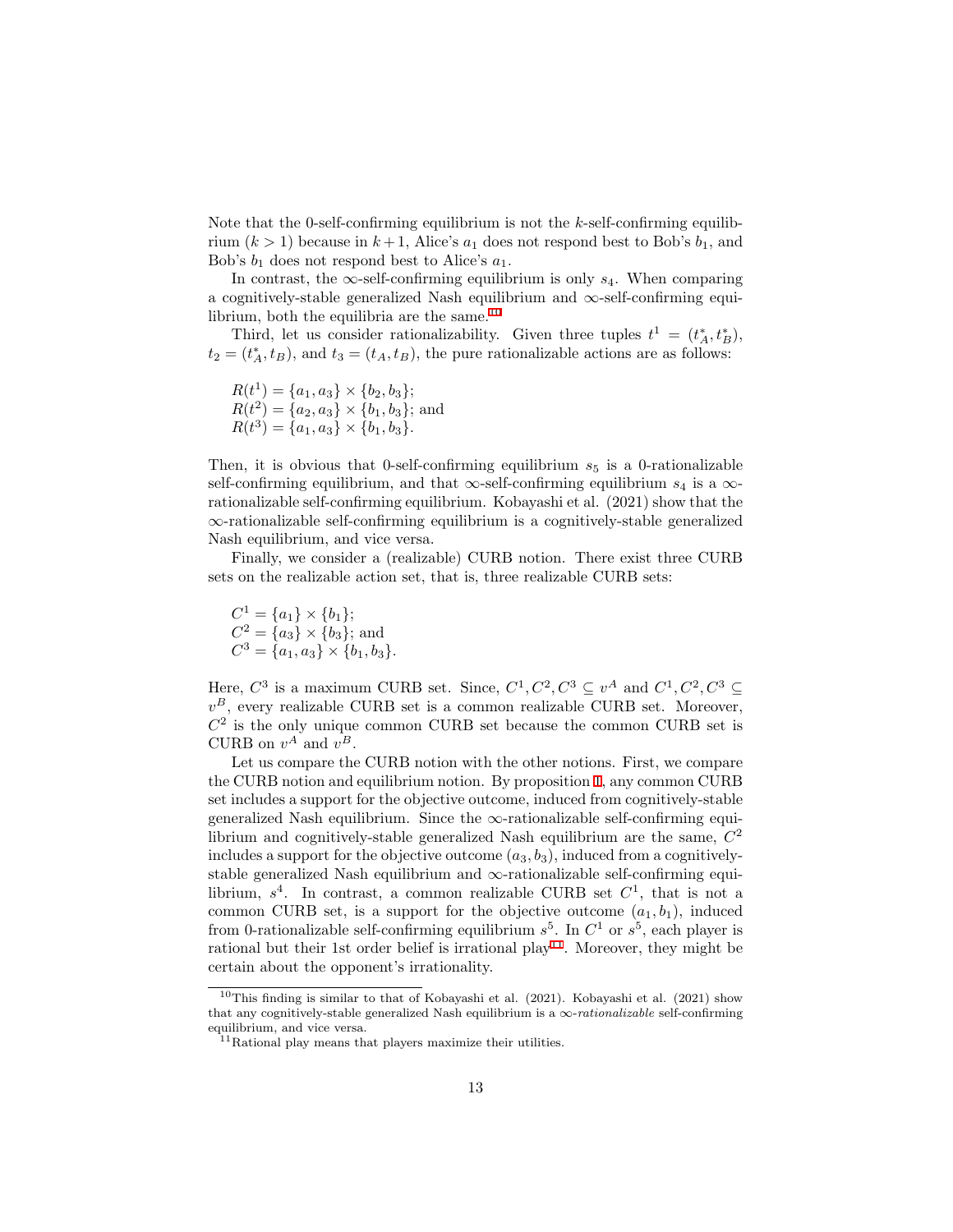Note that the 0-self-confirming equilibrium is not the $k$-self-confirming equilibrium ($k > 1$) because in $k+1$, Alice's $a_1$ does not respond best to Bob's $b_1$, and Bob's $b_1$ does not respond best to Alice's $a_1$.

In contrast, the $\infty$-self-confirming equilibrium is only $s_4$. When comparing a cognitively-stable generalized Nash equilibrium and $\infty$-self-confirming equilibrium, both the equilibria are the same.[10]

Third, let us consider rationalizability. Given three tuples $t^1 = (t^*_A, t^*_B)$, $t_2 = (t^*_A, t_B)$, and $t_3 = (t_A, t_B)$, the pure rationalizable actions are as follows:

$R(t^1) = \{a_1, a_3\} \times \{b_2, b_3\}$;
$R(t^2) = \{a_2, a_3\} \times \{b_1, b_3\}$; and
$R(t^3) = \{a_1, a_3\} \times \{b_1, b_3\}$.

Then, it is obvious that 0-self-confirming equilibrium $s_5$ is a 0-rationalizable self-confirming equilibrium, and that $\infty$-self-confirming equilibrium $s_4$ is a $\infty$-rationalizable self-confirming equilibrium. Kobayashi et al. (2021) show that the $\infty$-rationalizable self-confirming equilibrium is a cognitively-stable generalized Nash equilibrium, and vice versa.

Finally, we consider a (realizable) CURB notion. There exist three CURB sets on the realizable action set, that is, three realizable CURB sets:

$C^1 = \{a_1\} \times \{b_1\}$;
$C^2 = \{a_3\} \times \{b_3\}$; and
$C^3 = \{a_1, a_3\} \times \{b_1, b_3\}$.

Here, $C^3$ is a maximum CURB set. Since, $C^1, C^2, C^3 \subseteq v^A$ and $C^1, C^2, C^3 \subseteq v^B$, every realizable CURB set is a common realizable CURB set. Moreover, $C^2$ is the only unique common CURB set because the common CURB set is CURB on $v^A$ and $v^B$.

Let us compare the CURB notion with the other notions. First, we compare the CURB notion and equilibrium notion. By proposition 1, any common CURB set includes a support for the objective outcome, induced from cognitively-stable generalized Nash equilibrium. Since the $\infty$-rationalizable self-confirming equilibrium and cognitively-stable generalized Nash equilibrium are the same, $C^2$ includes a support for the objective outcome $(a_3, b_3)$, induced from a cognitively-stable generalized Nash equilibrium and $\infty$-rationalizable self-confirming equilibrium, $s^4$. In contrast, a common realizable CURB set $C^1$, that is not a common CURB set, is a support for the objective outcome $(a_1, b_1)$, induced from 0-rationalizable self-confirming equilibrium $s^5$. In $C^1$ or $s^5$, each player is rational but their 1st order belief is irrational play[11]. Moreover, they might be certain about the opponent's irrationality.

[10] This finding is similar to that of Kobayashi et al. (2021). Kobayashi et al. (2021) show that any cognitively-stable generalized Nash equilibrium is a $\infty$-*rationalizable* self-confirming equilibrium, and vice versa.

[11] Rational play means that players maximize their utilities.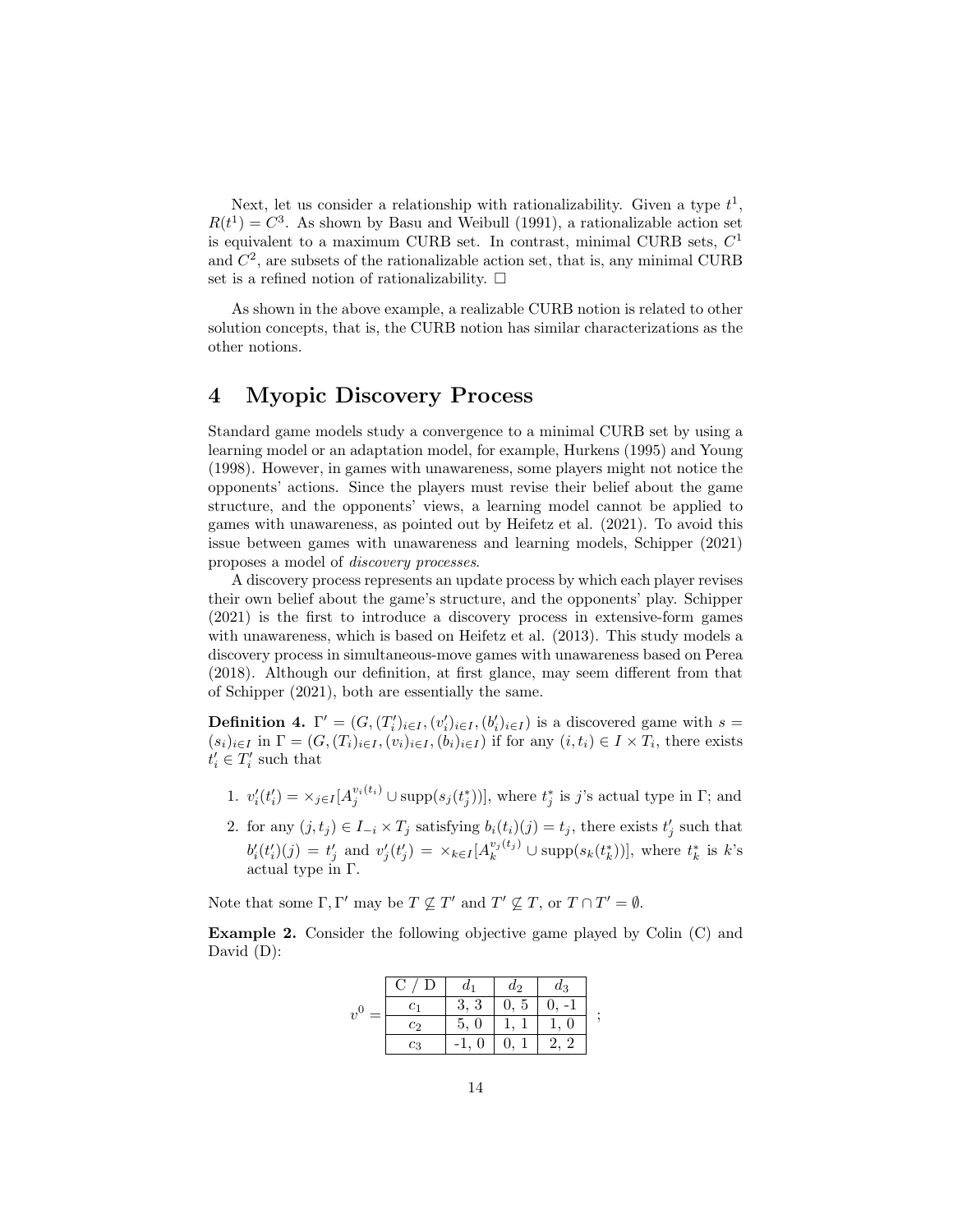Next, let us consider a relationship with rationalizability. Given a type $t^1$, $R(t^1) = C^3$. As shown by Basu and Weibull (1991), a rationalizable action set is equivalent to a maximum CURB set. In contrast, minimal CURB sets, $C^1$ and $C^2$, are subsets of the rationalizable action set, that is, any minimal CURB set is a refined notion of rationalizability. □

As shown in the above example, a realizable CURB notion is related to other solution concepts, that is, the CURB notion has similar characterizations as the other notions.

# 4 Myopic Discovery Process

Standard game models study a convergence to a minimal CURB set by using a learning model or an adaptation model, for example, Hurkens (1995) and Young (1998). However, in games with unawareness, some players might not notice the opponents' actions. Since the players must revise their belief about the game structure, and the opponents' views, a learning model cannot be applied to games with unawareness, as pointed out by Heifetz et al. (2021). To avoid this issue between games with unawareness and learning models, Schipper (2021) proposes a model of *discovery processes*.

A discovery process represents an update process by which each player revises their own belief about the game's structure, and the opponents' play. Schipper (2021) is the first to introduce a discovery process in extensive-form games with unawareness, which is based on Heifetz et al. (2013). This study models a discovery process in simultaneous-move games with unawareness based on Perea (2018). Although our definition, at first glance, may seem different from that of Schipper (2021), both are essentially the same.

**Definition 4.** $\Gamma' = (G, (T'_i)_{i \in I}, (v'_i)_{i \in I}, (b'_i)_{i \in I})$ is a discovered game with $s = (s_i)_{i \in I}$ in $\Gamma = (G, (T_i)_{i \in I}, (v_i)_{i \in I}, (b_i)_{i \in I})$ if for any $(i, t_i) \in I \times T_i$, there exists $t'_i \in T'_i$ such that

1. $v'_i(t'_i) = \times_{j \in I}[A_j^{v_i(t_i)} \cup \text{supp}(s_j(t_j^*))]$, where $t_j^*$ is $j$'s actual type in $\Gamma$; and
2. for any $(j, t_j) \in I_{-i} \times T_j$ satisfying $b_i(t_i)(j) = t_j$, there exists $t'_j$ such that $b'_i(t'_i)(j) = t'_j$ and $v'_j(t'_j) = \times_{k \in I}[A_k^{v_j(t_j)} \cup \text{supp}(s_k(t_k^*))]$, where $t_k^*$ is $k$'s actual type in $\Gamma$.

Note that some $\Gamma, \Gamma'$ may be $T \not\subseteq T'$ and $T' \not\subseteq T$, or $T \cap T' = \emptyset$.

**Example 2.** Consider the following objective game played by Colin (C) and David (D):

$v^0 =$

| C / D | $d_1$ | $d_2$ | $d_3$ |
|---|---|---|---|
| $c_1$ | 3, 3 | 0, 5 | 0, -1 |
| $c_2$ | 5, 0 | 1, 1 | 1, 0 |
| $c_3$ | -1, 0 | 0, 1 | 2, 2 |

;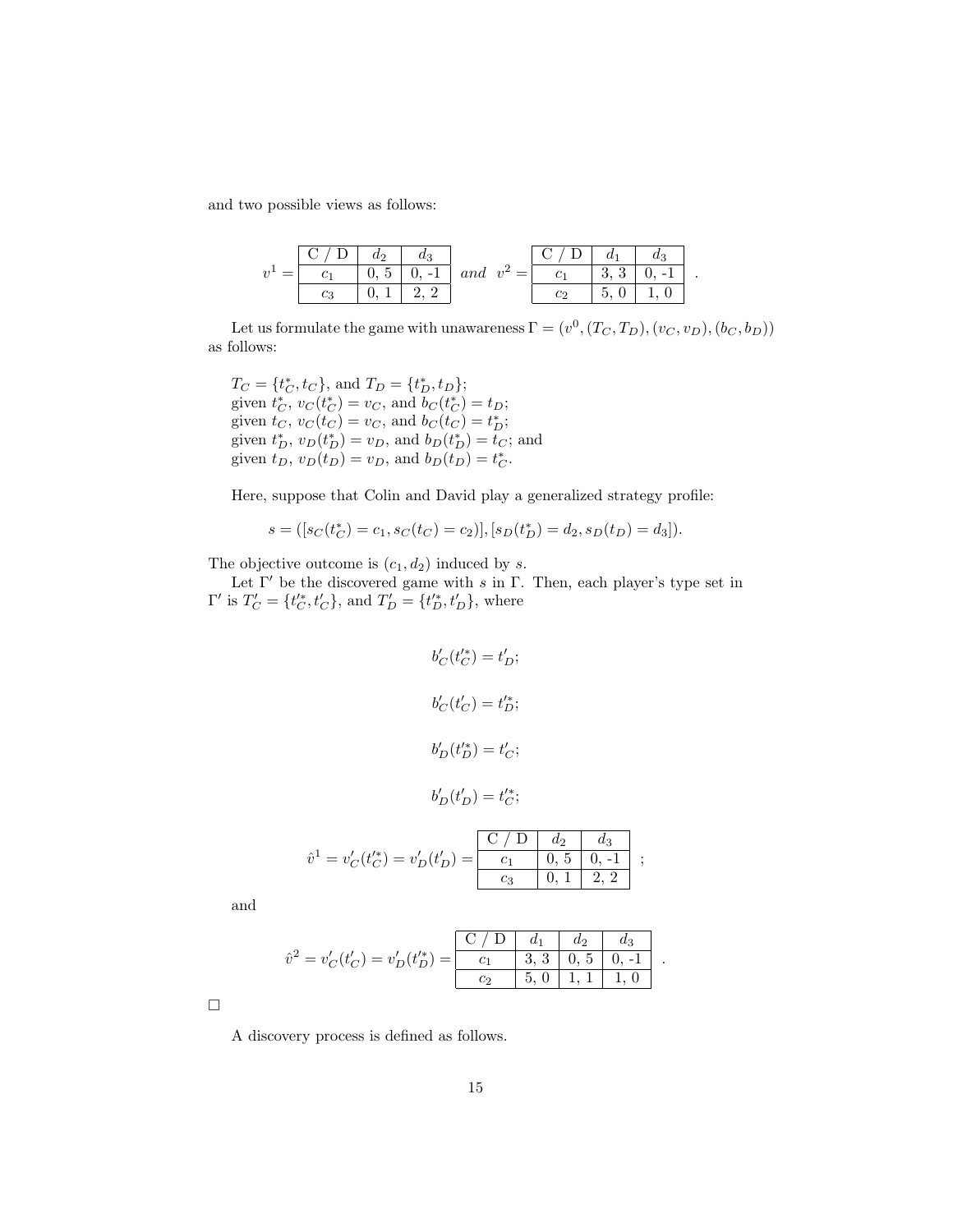and two possible views as follows:

$v^1 =$

| C / D | $d_2$ | $d_3$ |
|---|---|---|
| $c_1$ | 0, 5 | 0, -1 |
| $c_3$ | 0, 1 | 2, 2 |

*and* $v^2 =$

| C / D | $d_1$ | $d_3$ |
|---|---|---|
| $c_1$ | 3, 3 | 0, -1 |
| $c_2$ | 5, 0 | 1, 0 |

.

Let us formulate the game with unawareness $\Gamma = (v^0, (T_C, T_D), (v_C, v_D), (b_C, b_D))$ as follows:

$T_C = \{t_C^*, t_C\}$, and $T_D = \{t_D^*, t_D\}$;
given $t_C^*$, $v_C(t_C^*) = v_C$, and $b_C(t_C^*) = t_D$;
given $t_C$, $v_C(t_C) = v_C$, and $b_C(t_C) = t_D^*$;
given $t_D^*$, $v_D(t_D^*) = v_D$, and $b_D(t_D^*) = t_C$; and
given $t_D$, $v_D(t_D) = v_D$, and $b_D(t_D) = t_C^*$.

Here, suppose that Colin and David play a generalized strategy profile:

$$s = ([s_C(t_C^*) = c_1, s_C(t_C) = c_2)], [s_D(t_D^*) = d_2, s_D(t_D) = d_3]).$$

The objective outcome is $(c_1, d_2)$ induced by $s$.

Let $\Gamma'$ be the discovered game with $s$ in $\Gamma$. Then, each player's type set in $\Gamma'$ is $T'_C = \{t'^*_C, t'_C\}$, and $T'_D = \{t'^*_D, t'_D\}$, where

$$b'_C(t'^*_C) = t'_D;$$

$$b'_C(t'_C) = t'^*_D;$$

$$b'_D(t'^*_D) = t'_C;$$

$$b'_D(t'_D) = t'^*_C;$$

$\hat{v}^1 = v'_C(t'^*_C) = v'_D(t'_D) =$

| C / D | $d_2$ | $d_3$ |
|---|---|---|
| $c_1$ | 0, 5 | 0, -1 |
| $c_3$ | 0, 1 | 2, 2 |

;

and

$\hat{v}^2 = v'_C(t'_C) = v'_D(t'^*_D) =$

| C / D | $d_1$ | $d_2$ | $d_3$ |
|---|---|---|---|
| $c_1$ | 3, 3 | 0, 5 | 0, -1 |
| $c_2$ | 5, 0 | 1, 1 | 1, 0 |

.

□

A discovery process is defined as follows.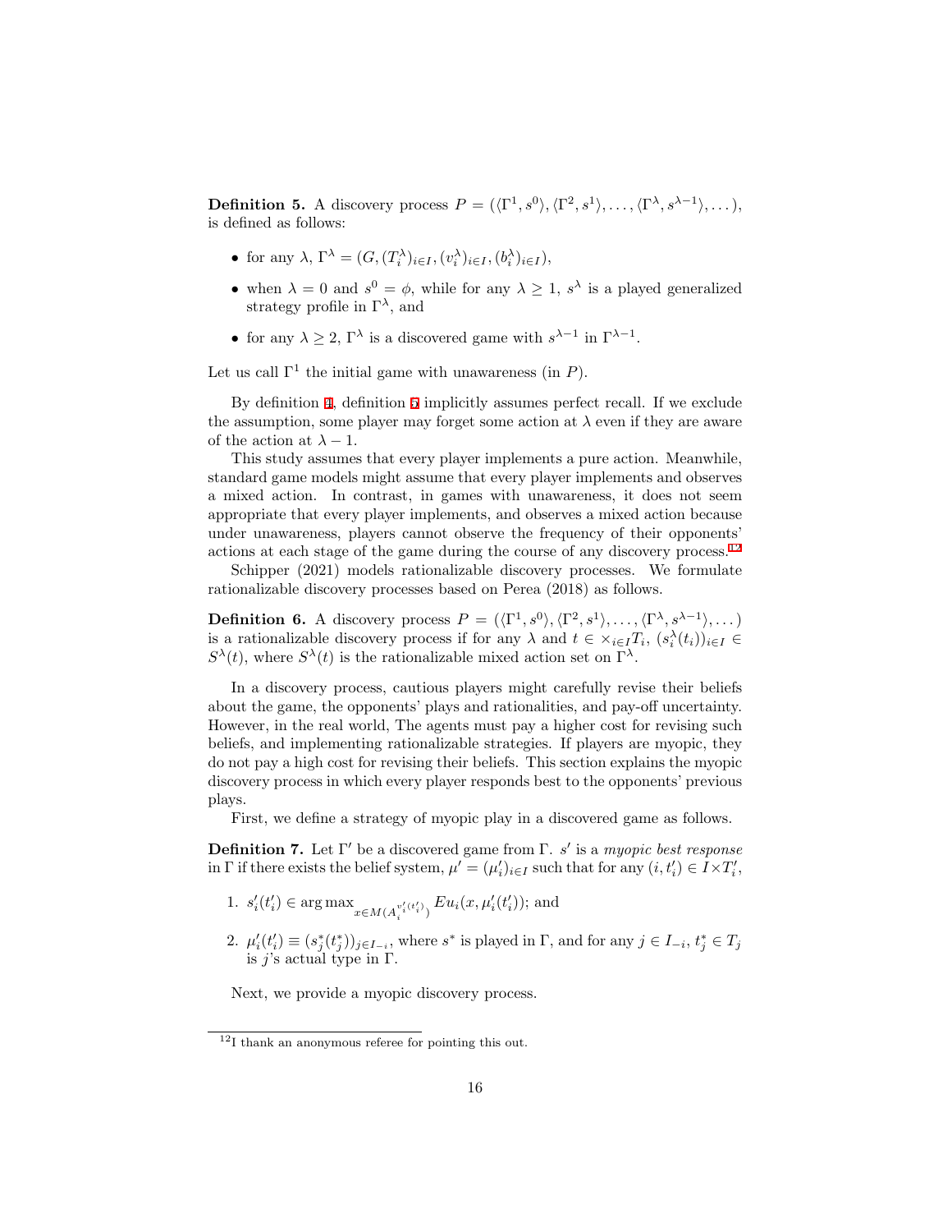**Definition 5.** A discovery process $P = (\langle \Gamma^1, s^0 \rangle, \langle \Gamma^2, s^1 \rangle, \ldots, \langle \Gamma^\lambda, s^{\lambda-1} \rangle, \ldots)$, is defined as follows:

- for any $\lambda$, $\Gamma^\lambda = (G, (T_i^\lambda)_{i \in I}, (v_i^\lambda)_{i \in I}, (b_i^\lambda)_{i \in I})$,
- when $\lambda = 0$ and $s^0 = \phi$, while for any $\lambda \geq 1$, $s^\lambda$ is a played generalized strategy profile in $\Gamma^\lambda$, and
- for any $\lambda \geq 2$, $\Gamma^\lambda$ is a discovered game with $s^{\lambda-1}$ in $\Gamma^{\lambda-1}$.

Let us call $\Gamma^1$ the initial game with unawareness (in $P$).

By definition 4, definition 5 implicitly assumes perfect recall. If we exclude the assumption, some player may forget some action at $\lambda$ even if they are aware of the action at $\lambda - 1$.

This study assumes that every player implements a pure action. Meanwhile, standard game models might assume that every player implements and observes a mixed action. In contrast, in games with unawareness, it does not seem appropriate that every player implements, and observes a mixed action because under unawareness, players cannot observe the frequency of their opponents' actions at each stage of the game during the course of any discovery process.[12]

Schipper (2021) models rationalizable discovery processes. We formulate rationalizable discovery processes based on Perea (2018) as follows.

**Definition 6.** A discovery process $P = (\langle \Gamma^1, s^0 \rangle, \langle \Gamma^2, s^1 \rangle, \ldots, \langle \Gamma^\lambda, s^{\lambda-1} \rangle, \ldots)$ is a rationalizable discovery process if for any $\lambda$ and $t \in \times_{i \in I} T_i$, $(s_i^\lambda(t_i))_{i \in I} \in S^\lambda(t)$, where $S^\lambda(t)$ is the rationalizable mixed action set on $\Gamma^\lambda$.

In a discovery process, cautious players might carefully revise their beliefs about the game, the opponents' plays and rationalities, and pay-off uncertainty. However, in the real world, The agents must pay a higher cost for revising such beliefs, and implementing rationalizable strategies. If players are myopic, they do not pay a high cost for revising their beliefs. This section explains the myopic discovery process in which every player responds best to the opponents' previous plays.

First, we define a strategy of myopic play in a discovered game as follows.

**Definition 7.** Let $\Gamma'$ be a discovered game from $\Gamma$. $s'$ is a *myopic best response* in $\Gamma$ if there exists the belief system, $\mu' = (\mu_i')_{i \in I}$ such that for any $(i, t_i') \in I \times T_i'$,

1. $s_i'(t_i') \in \arg\max_{x \in M(A_i^{v_i'(t_i')})} Eu_i(x, \mu_i'(t_i'))$; and
2. $\mu_i'(t_i') \equiv (s_j^*(t_j^*))_{j \in I_{-i}}$, where $s^*$ is played in $\Gamma$, and for any $j \in I_{-i}$, $t_j^* \in T_j$ is $j$'s actual type in $\Gamma$.

Next, we provide a myopic discovery process.

[12] I thank an anonymous referee for pointing this out.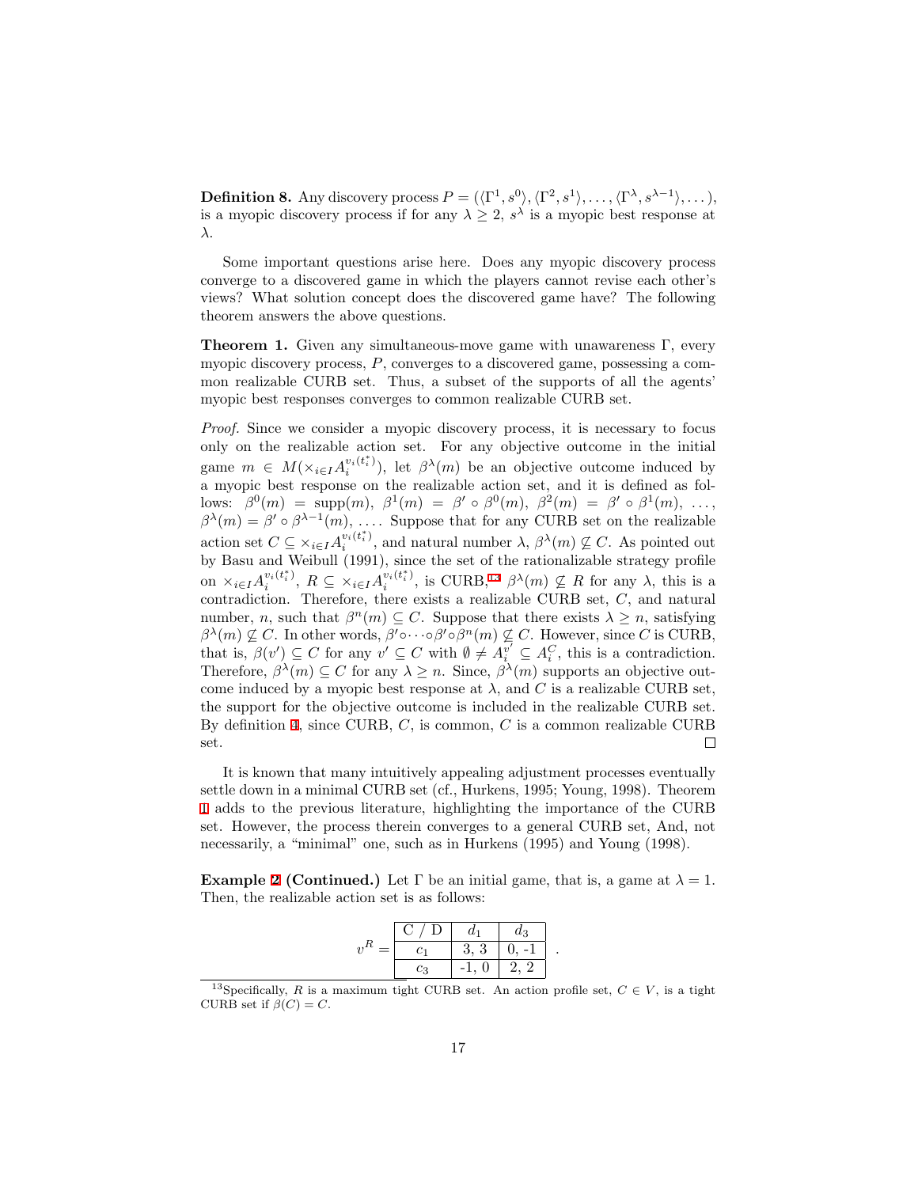**Definition 8.** Any discovery process $P = (\langle \Gamma^1, s^0 \rangle, \langle \Gamma^2, s^1 \rangle, \dots, \langle \Gamma^\lambda, s^{\lambda-1} \rangle, \dots)$, is a myopic discovery process if for any $\lambda \geq 2$, $s^\lambda$ is a myopic best response at $\lambda$.

Some important questions arise here. Does any myopic discovery process converge to a discovered game in which the players cannot revise each other's views? What solution concept does the discovered game have? The following theorem answers the above questions.

**Theorem 1.** *Given any simultaneous-move game with unawareness $\Gamma$, every myopic discovery process, $P$, converges to a discovered game, possessing a common realizable CURB set. Thus, a subset of the supports of all the agents' myopic best responses converges to common realizable CURB set.*

*Proof.* Since we consider a myopic discovery process, it is necessary to focus only on the realizable action set. For any objective outcome in the initial game $m \in M(\times_{i \in I} A_i^{v_i(t_i^*)})$, let $\beta^\lambda(m)$ be an objective outcome induced by a myopic best response on the realizable action set, and it is defined as follows: $\beta^0(m) = \text{supp}(m)$, $\beta^1(m) = \beta' \circ \beta^0(m)$, $\beta^2(m) = \beta' \circ \beta^1(m)$, $\dots$, $\beta^\lambda(m) = \beta' \circ \beta^{\lambda-1}(m)$, $\dots$. Suppose that for any CURB set on the realizable action set $C \subseteq \times_{i \in I} A_i^{v_i(t_i^*)}$, and natural number $\lambda$, $\beta^\lambda(m) \not\subseteq C$. As pointed out by Basu and Weibull (1991), since the set of the rationalizable strategy profile on $\times_{i \in I} A_i^{v_i(t_i^*)}$, $R \subseteq \times_{i \in I} A_i^{v_i(t_i^*)}$, is CURB,[13] $\beta^\lambda(m) \not\subseteq R$ for any $\lambda$, this is a contradiction. Therefore, there exists a realizable CURB set, $C$, and natural number, $n$, such that $\beta^n(m) \subseteq C$. Suppose that there exists $\lambda \geq n$, satisfying $\beta^\lambda(m) \not\subseteq C$. In other words, $\beta' \circ \cdots \circ \beta' \circ \beta^n(m) \not\subseteq C$. However, since $C$ is CURB, that is, $\beta(v') \subseteq C$ for any $v' \subseteq C$ with $\emptyset \neq A_i^{v'} \subseteq A_i^C$, this is a contradiction. Therefore, $\beta^\lambda(m) \subseteq C$ for any $\lambda \geq n$. Since, $\beta^\lambda(m)$ supports an objective outcome induced by a myopic best response at $\lambda$, and $C$ is a realizable CURB set, the support for the objective outcome is included in the realizable CURB set. By definition 4, since CURB, $C$, is common, $C$ is a common realizable CURB set. $\square$

It is known that many intuitively appealing adjustment processes eventually settle down in a minimal CURB set (cf., Hurkens, 1995; Young, 1998). Theorem 1 adds to the previous literature, highlighting the importance of the CURB set. However, the process therein converges to a general CURB set, And, not necessarily, a "minimal" one, such as in Hurkens (1995) and Young (1998).

**Example 2 (Continued.)** Let $\Gamma$ be an initial game, that is, a game at $\lambda = 1$. Then, the realizable action set is as follows:

$v^R =$

| C / D | $d_1$ | $d_3$ |
|---|---|---|
| $c_1$ | 3, 3 | 0, -1 |
| $c_3$ | -1, 0 | 2, 2 |

[13] Specifically, $R$ is a maximum tight CURB set. An action profile set, $C \in V$, is a tight CURB set if $\beta(C) = C$.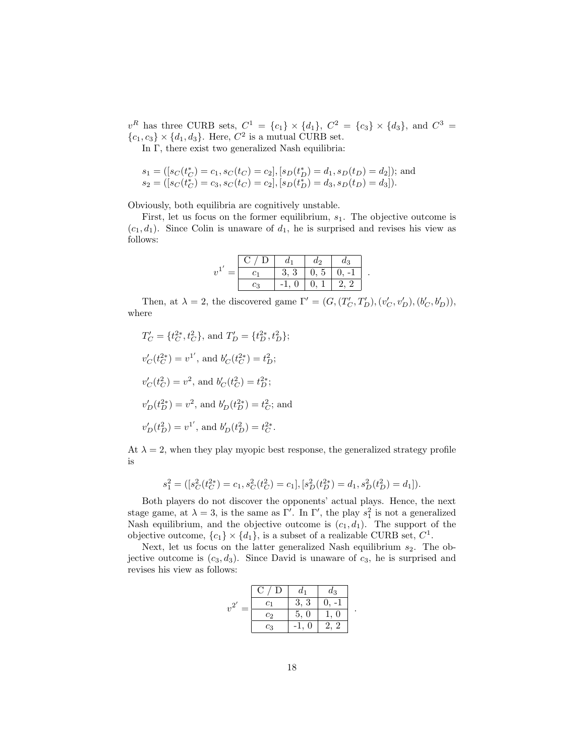$v^R$ has three CURB sets, $C^1 = \{c_1\} \times \{d_1\}$, $C^2 = \{c_3\} \times \{d_3\}$, and $C^3 = \{c_1, c_3\} \times \{d_1, d_3\}$. Here, $C^2$ is a mutual CURB set.

In $\Gamma$, there exist two generalized Nash equilibria:

$$s_1 = ([s_C(t_C^*) = c_1, s_C(t_C) = c_2], [s_D(t_D^*) = d_1, s_D(t_D) = d_2]); \text{ and}$$
$$s_2 = ([s_C(t_C^*) = c_3, s_C(t_C) = c_2], [s_D(t_D^*) = d_3, s_D(t_D) = d_3]).$$

Obviously, both equilibria are cognitively unstable.

First, let us focus on the former equilibrium, $s_1$. The objective outcome is $(c_1, d_1)$. Since Colin is unaware of $d_1$, he is surprised and revises his view as follows:

$v^{1'} =$

| C / D | $d_1$ | $d_2$ | $d_3$ |
|---|---|---|---|
| $c_1$ | 3, 3 | 0, 5 | 0, -1 |
| $c_3$ | -1, 0 | 0, 1 | 2, 2 |

.

Then, at $\lambda = 2$, the discovered game $\Gamma' = (G, (T'_C, T'_D), (v'_C, v'_D), (b'_C, b'_D))$, where

$T'_C = \{t_C^{2*}, t_C^2\}$, and $T'_D = \{t_D^{2*}, t_D^2\}$;

$v'_C(t_C^{2*}) = v^{1'}$, and $b'_C(t_C^{2*}) = t_D^2$;

$v'_C(t_C^2) = v^2$, and $b'_C(t_C^2) = t_D^{2*}$;

$v'_D(t_D^{2*}) = v^2$, and $b'_D(t_D^{2*}) = t_C^2$; and

$v'_D(t_D^2) = v^{1'}$, and $b'_D(t_D^2) = t_C^{2*}$.

At $\lambda = 2$, when they play myopic best response, the generalized strategy profile is

$$s_1^2 = ([s_C^2(t_C^{2*}) = c_1, s_C^2(t_C^2) = c_1], [s_D^2(t_D^{2*}) = d_1, s_D^2(t_D^2) = d_1]).$$

Both players do not discover the opponents' actual plays. Hence, the next stage game, at $\lambda = 3$, is the same as $\Gamma'$. In $\Gamma'$, the play $s_1^2$ is not a generalized Nash equilibrium, and the objective outcome is $(c_1, d_1)$. The support of the objective outcome, $\{c_1\} \times \{d_1\}$, is a subset of a realizable CURB set, $C^1$.

Next, let us focus on the latter generalized Nash equilibrium $s_2$. The objective outcome is $(c_3, d_3)$. Since David is unaware of $c_3$, he is surprised and revises his view as follows:

$v^{2'} =$

| C / D | $d_1$ | $d_3$ |
|---|---|---|
| $c_1$ | 3, 3 | 0, -1 |
| $c_2$ | 5, 0 | 1, 0 |
| $c_3$ | -1, 0 | 2, 2 |

.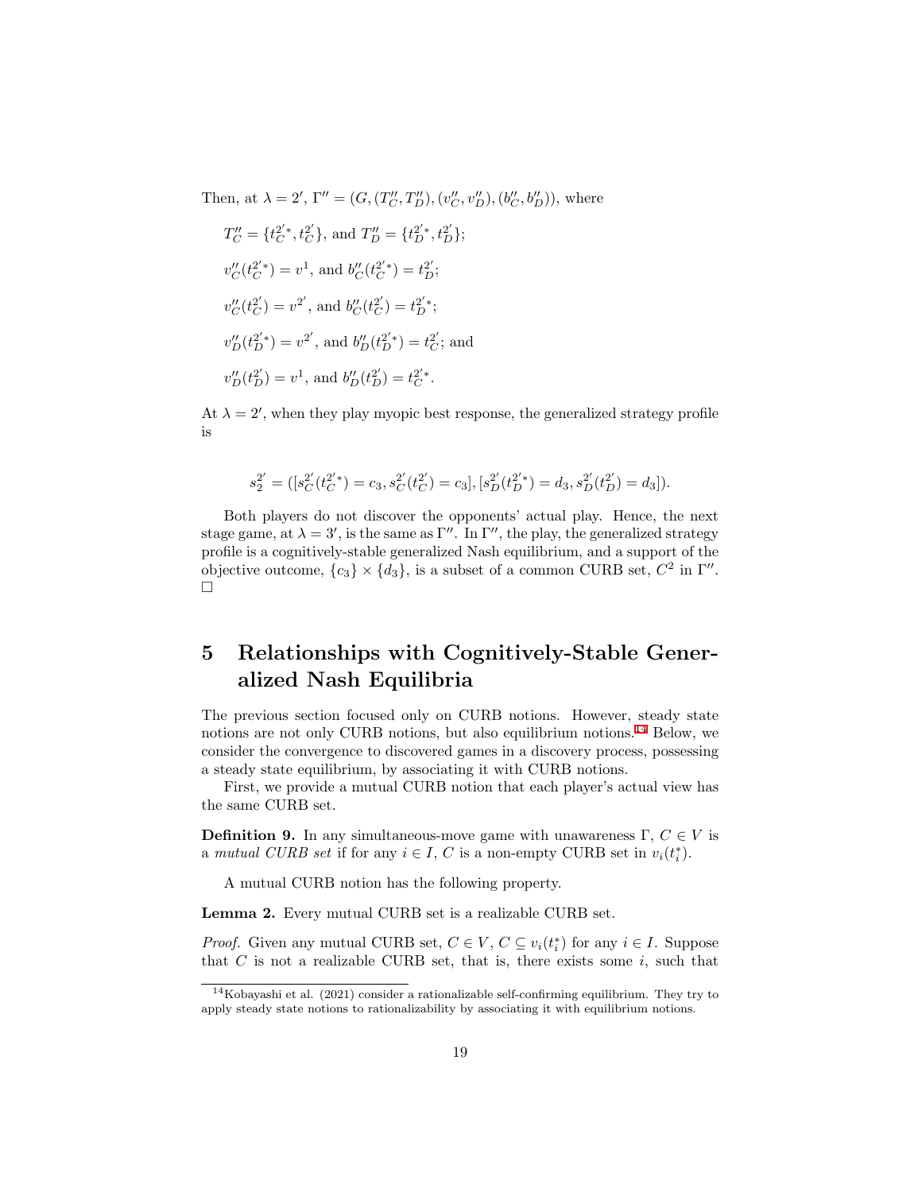Then, at $\lambda = 2'$, $\Gamma'' = (G, (T''_C, T''_D), (v''_C, v''_D), (b''_C, b''_D))$, where

$T''_C = \{t_C^{2'*}, t_C^{2'}\}$, and $T''_D = \{t_D^{2'*}, t_D^{2'}\}$;

$v''_C(t_C^{2'*}) = v^1$, and $b''_C(t_C^{2'*}) = t_D^{2'}$;

$v''_C(t_C^{2'}) = v^{2'}$, and $b''_C(t_C^{2'}) = t_D^{2'*}$;

$v''_D(t_D^{2'*}) = v^{2'}$, and $b''_D(t_D^{2'*}) = t_C^{2'}$; and

$v''_D(t_D^{2'}) = v^1$, and $b''_D(t_D^{2'}) = t_C^{2'*}$.

At $\lambda = 2'$, when they play myopic best response, the generalized strategy profile is

$$s_2^{2'} = ([s_C^{2'}(t_C^{2'*}) = c_3, s_C^{2'}(t_C^{2'}) = c_3], [s_D^{2'}(t_D^{2'*}) = d_3, s_D^{2'}(t_D^{2'}) = d_3]).$$

Both players do not discover the opponents' actual play. Hence, the next stage game, at $\lambda = 3'$, is the same as $\Gamma''$. In $\Gamma''$, the play, the generalized strategy profile is a cognitively-stable generalized Nash equilibrium, and a support of the objective outcome, $\{c_3\} \times \{d_3\}$, is a subset of a common CURB set, $C^2$ in $\Gamma''$. $\square$

## 5 Relationships with Cognitively-Stable Generalized Nash Equilibria

The previous section focused only on CURB notions. However, steady state notions are not only CURB notions, but also equilibrium notions.[14] Below, we consider the convergence to discovered games in a discovery process, possessing a steady state equilibrium, by associating it with CURB notions.

First, we provide a mutual CURB notion that each player's actual view has the same CURB set.

**Definition 9.** In any simultaneous-move game with unawareness $\Gamma$, $C \in V$ is a *mutual CURB set* if for any $i \in I$, $C$ is a non-empty CURB set in $v_i(t_i^*)$.

A mutual CURB notion has the following property.

**Lemma 2.** Every mutual CURB set is a realizable CURB set.

*Proof.* Given any mutual CURB set, $C \in V$, $C \subseteq v_i(t_i^*)$ for any $i \in I$. Suppose that $C$ is not a realizable CURB set, that is, there exists some $i$, such that

[14] Kobayashi et al. (2021) consider a rationalizable self-confirming equilibrium. They try to apply steady state notions to rationalizability by associating it with equilibrium notions.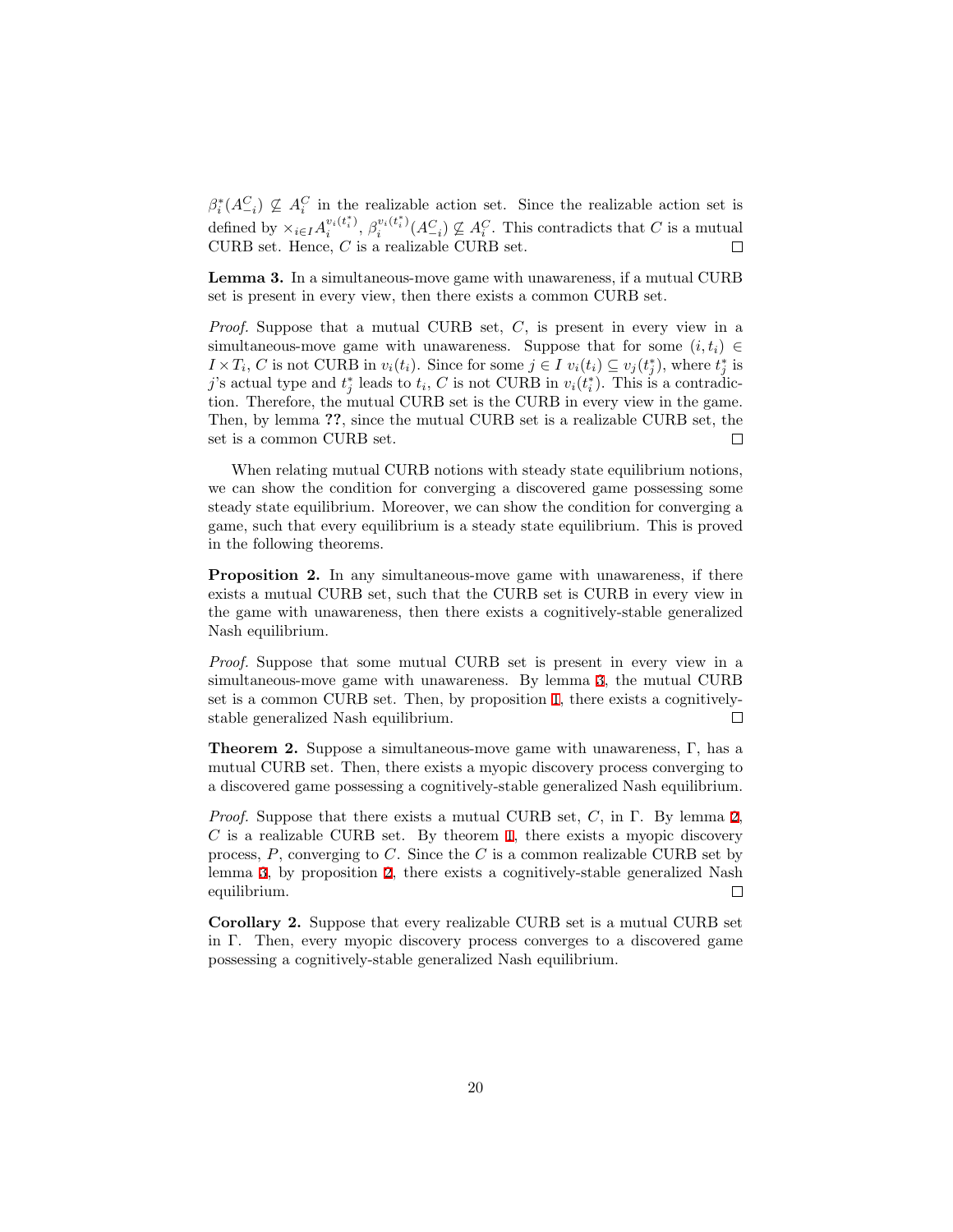$\beta_i^*(A_{-i}^C) \not\subseteq A_i^C$ in the realizable action set. Since the realizable action set is defined by $\times_{i \in I} A_i^{v_i(t_i^*)}$, $\beta_i^{v_i(t_i^*)}(A_{-i}^C) \not\subseteq A_i^C$. This contradicts that $C$ is a mutual CURB set. Hence, $C$ is a realizable CURB set. □

**Lemma 3.** In a simultaneous-move game with unawareness, if a mutual CURB set is present in every view, then there exists a common CURB set.

*Proof.* Suppose that a mutual CURB set, $C$, is present in every view in a simultaneous-move game with unawareness. Suppose that for some $(i, t_i) \in I \times T_i$, $C$ is not CURB in $v_i(t_i)$. Since for some $j \in I$ $v_i(t_i) \subseteq v_j(t_j^*)$, where $t_j^*$ is $j$'s actual type and $t_j^*$ leads to $t_i$, $C$ is not CURB in $v_i(t_i^*)$. This is a contradiction. Therefore, the mutual CURB set is the CURB in every view in the game. Then, by lemma **??**, since the mutual CURB set is a realizable CURB set, the set is a common CURB set. □

When relating mutual CURB notions with steady state equilibrium notions, we can show the condition for converging a discovered game possessing some steady state equilibrium. Moreover, we can show the condition for converging a game, such that every equilibrium is a steady state equilibrium. This is proved in the following theorems.

**Proposition 2.** In any simultaneous-move game with unawareness, if there exists a mutual CURB set, such that the CURB set is CURB in every view in the game with unawareness, then there exists a cognitively-stable generalized Nash equilibrium.

*Proof.* Suppose that some mutual CURB set is present in every view in a simultaneous-move game with unawareness. By lemma 3, the mutual CURB set is a common CURB set. Then, by proposition 1, there exists a cognitively-stable generalized Nash equilibrium. □

**Theorem 2.** Suppose a simultaneous-move game with unawareness, $\Gamma$, has a mutual CURB set. Then, there exists a myopic discovery process converging to a discovered game possessing a cognitively-stable generalized Nash equilibrium.

*Proof.* Suppose that there exists a mutual CURB set, $C$, in $\Gamma$. By lemma 2, $C$ is a realizable CURB set. By theorem 1, there exists a myopic discovery process, $P$, converging to $C$. Since the $C$ is a common realizable CURB set by lemma 3, by proposition 2, there exists a cognitively-stable generalized Nash equilibrium. □

**Corollary 2.** Suppose that every realizable CURB set is a mutual CURB set in $\Gamma$. Then, every myopic discovery process converges to a discovered game possessing a cognitively-stable generalized Nash equilibrium.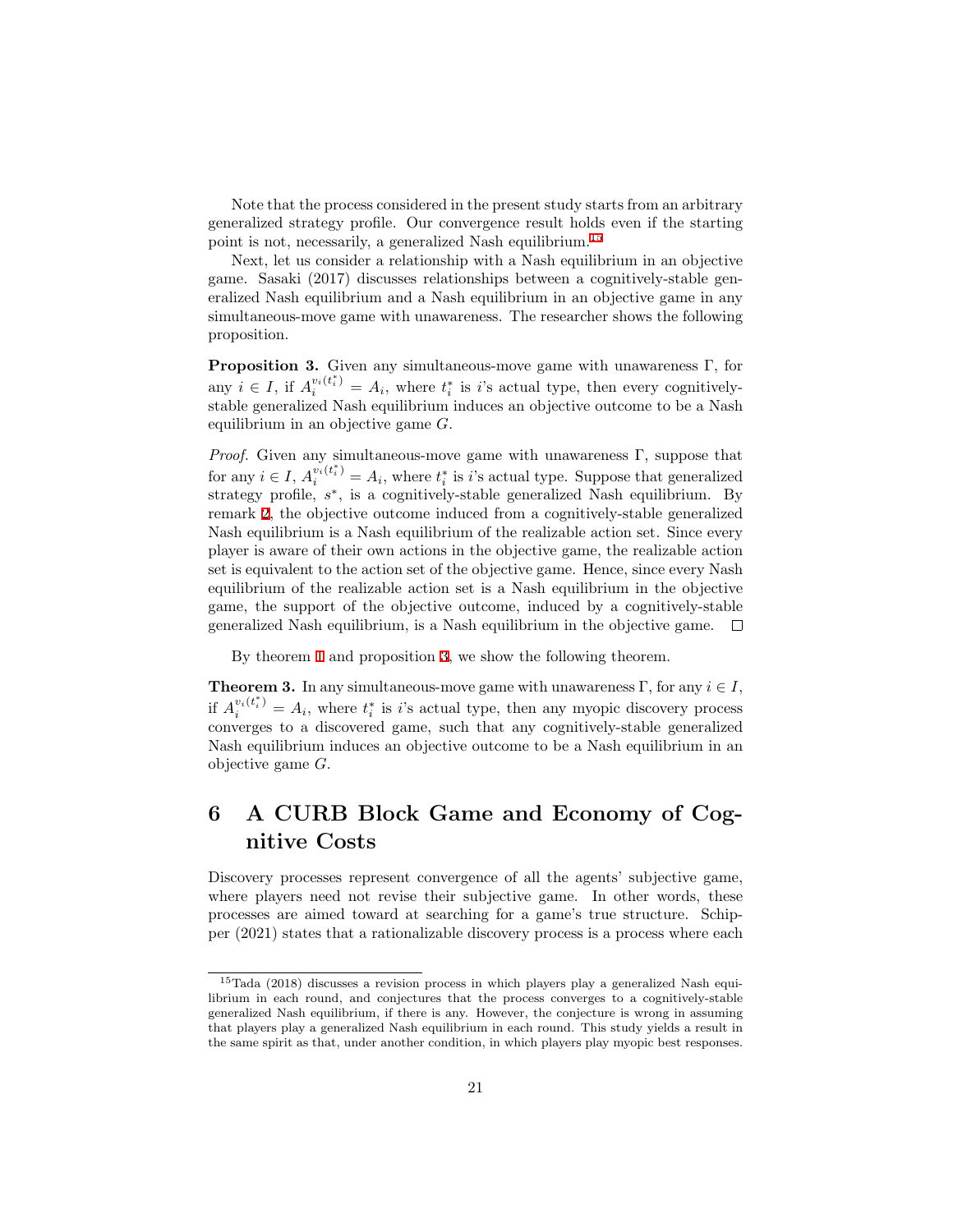Note that the process considered in the present study starts from an arbitrary generalized strategy profile. Our convergence result holds even if the starting point is not, necessarily, a generalized Nash equilibrium.[15]

Next, let us consider a relationship with a Nash equilibrium in an objective game. Sasaki (2017) discusses relationships between a cognitively-stable generalized Nash equilibrium and a Nash equilibrium in an objective game in any simultaneous-move game with unawareness. The researcher shows the following proposition.

**Proposition 3.** Given any simultaneous-move game with unawareness $\Gamma$, for any $i \in I$, if $A_i^{v_i(t_i^*)} = A_i$, where $t_i^*$ is $i$'s actual type, then every cognitively-stable generalized Nash equilibrium induces an objective outcome to be a Nash equilibrium in an objective game $G$.

*Proof.* Given any simultaneous-move game with unawareness $\Gamma$, suppose that for any $i \in I$, $A_i^{v_i(t_i^*)} = A_i$, where $t_i^*$ is $i$'s actual type. Suppose that generalized strategy profile, $s^*$, is a cognitively-stable generalized Nash equilibrium. By remark 2, the objective outcome induced from a cognitively-stable generalized Nash equilibrium is a Nash equilibrium of the realizable action set. Since every player is aware of their own actions in the objective game, the realizable action set is equivalent to the action set of the objective game. Hence, since every Nash equilibrium of the realizable action set is a Nash equilibrium in the objective game, the support of the objective outcome, induced by a cognitively-stable generalized Nash equilibrium, is a Nash equilibrium in the objective game. $\square$

By theorem 1 and proposition 3, we show the following theorem.

**Theorem 3.** In any simultaneous-move game with unawareness $\Gamma$, for any $i \in I$, if $A_i^{v_i(t_i^*)} = A_i$, where $t_i^*$ is $i$'s actual type, then any myopic discovery process converges to a discovered game, such that any cognitively-stable generalized Nash equilibrium induces an objective outcome to be a Nash equilibrium in an objective game $G$.

# 6 A CURB Block Game and Economy of Cognitive Costs

Discovery processes represent convergence of all the agents' subjective game, where players need not revise their subjective game. In other words, these processes are aimed toward at searching for a game's true structure. Schipper (2021) states that a rationalizable discovery process is a process where each

[15] Tada (2018) discusses a revision process in which players play a generalized Nash equilibrium in each round, and conjectures that the process converges to a cognitively-stable generalized Nash equilibrium, if there is any. However, the conjecture is wrong in assuming that players play a generalized Nash equilibrium in each round. This study yields a result in the same spirit as that, under another condition, in which players play myopic best responses.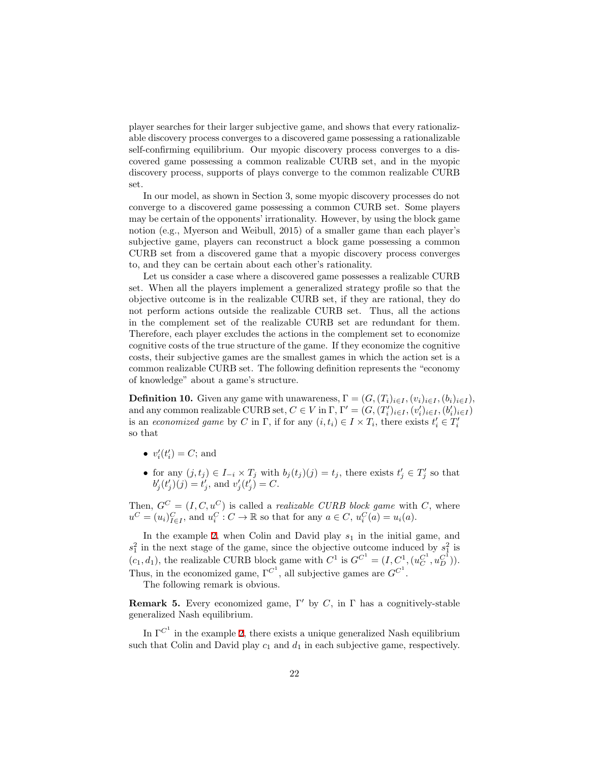player searches for their larger subjective game, and shows that every rationalizable discovery process converges to a discovered game possessing a rationalizable self-confirming equilibrium. Our myopic discovery process converges to a discovered game possessing a common realizable CURB set, and in the myopic discovery process, supports of plays converge to the common realizable CURB set.

In our model, as shown in Section 3, some myopic discovery processes do not converge to a discovered game possessing a common CURB set. Some players may be certain of the opponents' irrationality. However, by using the block game notion (e.g., Myerson and Weibull, 2015) of a smaller game than each player's subjective game, players can reconstruct a block game possessing a common CURB set from a discovered game that a myopic discovery process converges to, and they can be certain about each other's rationality.

Let us consider a case where a discovered game possesses a realizable CURB set. When all the players implement a generalized strategy profile so that the objective outcome is in the realizable CURB set, if they are rational, they do not perform actions outside the realizable CURB set. Thus, all the actions in the complement set of the realizable CURB set are redundant for them. Therefore, each player excludes the actions in the complement set to economize cognitive costs of the true structure of the game. If they economize the cognitive costs, their subjective games are the smallest games in which the action set is a common realizable CURB set. The following definition represents the "economy of knowledge" about a game's structure.

**Definition 10.** Given any game with unawareness, $\Gamma = (G, (T_i)_{i\in I}, (v_i)_{i\in I}, (b_i)_{i\in I})$, and any common realizable CURB set, $C \in V$ in $\Gamma$, $\Gamma' = (G, (T'_i)_{i\in I}, (v'_i)_{i\in I}, (b'_i)_{i\in I})$ is an *economized game* by $C$ in $\Gamma$, if for any $(i, t_i) \in I \times T_i$, there exists $t'_i \in T'_i$ so that

- $v'_i(t'_i) = C$; and
- for any $(j, t_j) \in I_{-i} \times T_j$ with $b_j(t_j)(j) = t_j$, there exists $t'_j \in T'_j$ so that $b'_j(t'_j)(j) = t'_j$, and $v'_j(t'_j) = C$.

Then, $G^C = (I, C, u^C)$ is called a *realizable CURB block game* with $C$, where $u^C = (u_i)^C_{I\in I}$, and $u^C_i : C \to \mathbb{R}$ so that for any $a \in C$, $u^C_i(a) = u_i(a)$.

In the example 2, when Colin and David play $s_1$ in the initial game, and $s^2_1$ in the next stage of the game, since the objective outcome induced by $s^2_1$ is $(c_1, d_1)$, the realizable CURB block game with $C^1$ is $G^{C^1} = (I, C^1, (u^{C^1}_C, u^{C^1}_D))$. Thus, in the economized game, $\Gamma^{C^1}$, all subjective games are $G^{C^1}$.

The following remark is obvious.

**Remark 5.** Every economized game, $\Gamma'$ by $C$, in $\Gamma$ has a cognitively-stable generalized Nash equilibrium.

In $\Gamma^{C^1}$ in the example 2, there exists a unique generalized Nash equilibrium such that Colin and David play $c_1$ and $d_1$ in each subjective game, respectively.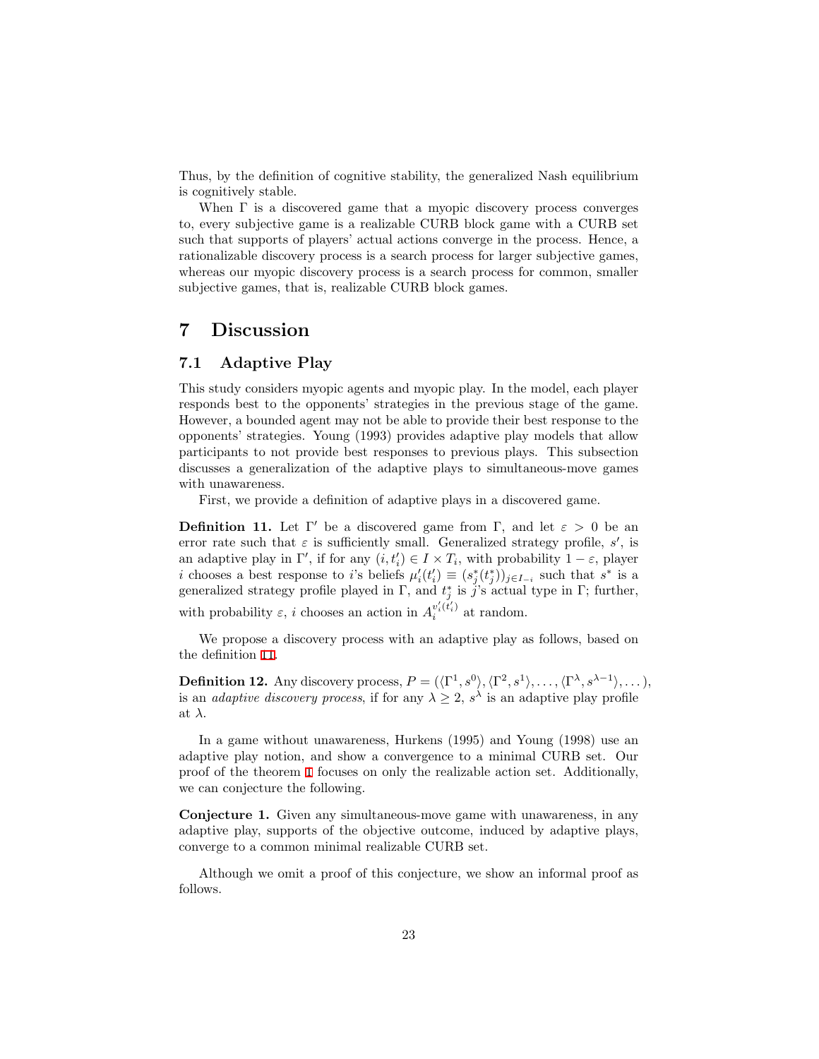Thus, by the definition of cognitive stability, the generalized Nash equilibrium is cognitively stable.

When $\Gamma$ is a discovered game that a myopic discovery process converges to, every subjective game is a realizable CURB block game with a CURB set such that supports of players' actual actions converge in the process. Hence, a rationalizable discovery process is a search process for larger subjective games, whereas our myopic discovery process is a search process for common, smaller subjective games, that is, realizable CURB block games.

# 7 Discussion

## 7.1 Adaptive Play

This study considers myopic agents and myopic play. In the model, each player responds best to the opponents' strategies in the previous stage of the game. However, a bounded agent may not be able to provide their best response to the opponents' strategies. Young (1993) provides adaptive play models that allow participants to not provide best responses to previous plays. This subsection discusses a generalization of the adaptive plays to simultaneous-move games with unawareness.

First, we provide a definition of adaptive plays in a discovered game.

**Definition 11.** Let $\Gamma'$ be a discovered game from $\Gamma$, and let $\varepsilon > 0$ be an error rate such that $\varepsilon$ is sufficiently small. Generalized strategy profile, $s'$, is an adaptive play in $\Gamma'$, if for any $(i, t_i') \in I \times T_i$, with probability $1 - \varepsilon$, player $i$ chooses a best response to $i$'s beliefs $\mu_i'(t_i') \equiv (s_j^*(t_j^*))_{j \in I_{-i}}$ such that $s^*$ is a generalized strategy profile played in $\Gamma$, and $t_j^*$ is $j$'s actual type in $\Gamma$; further, with probability $\varepsilon$, $i$ chooses an action in $A_i^{v_i'(t_i')}$ at random.

We propose a discovery process with an adaptive play as follows, based on the definition 11.

**Definition 12.** Any discovery process, $P = (\langle \Gamma^1, s^0 \rangle, \langle \Gamma^2, s^1 \rangle, \ldots, \langle \Gamma^\lambda, s^{\lambda-1} \rangle, \ldots)$, is an *adaptive discovery process*, if for any $\lambda \geq 2$, $s^\lambda$ is an adaptive play profile at $\lambda$.

In a game without unawareness, Hurkens (1995) and Young (1998) use an adaptive play notion, and show a convergence to a minimal CURB set. Our proof of the theorem 1 focuses on only the realizable action set. Additionally, we can conjecture the following.

**Conjecture 1.** Given any simultaneous-move game with unawareness, in any adaptive play, supports of the objective outcome, induced by adaptive plays, converge to a common minimal realizable CURB set.

Although we omit a proof of this conjecture, we show an informal proof as follows.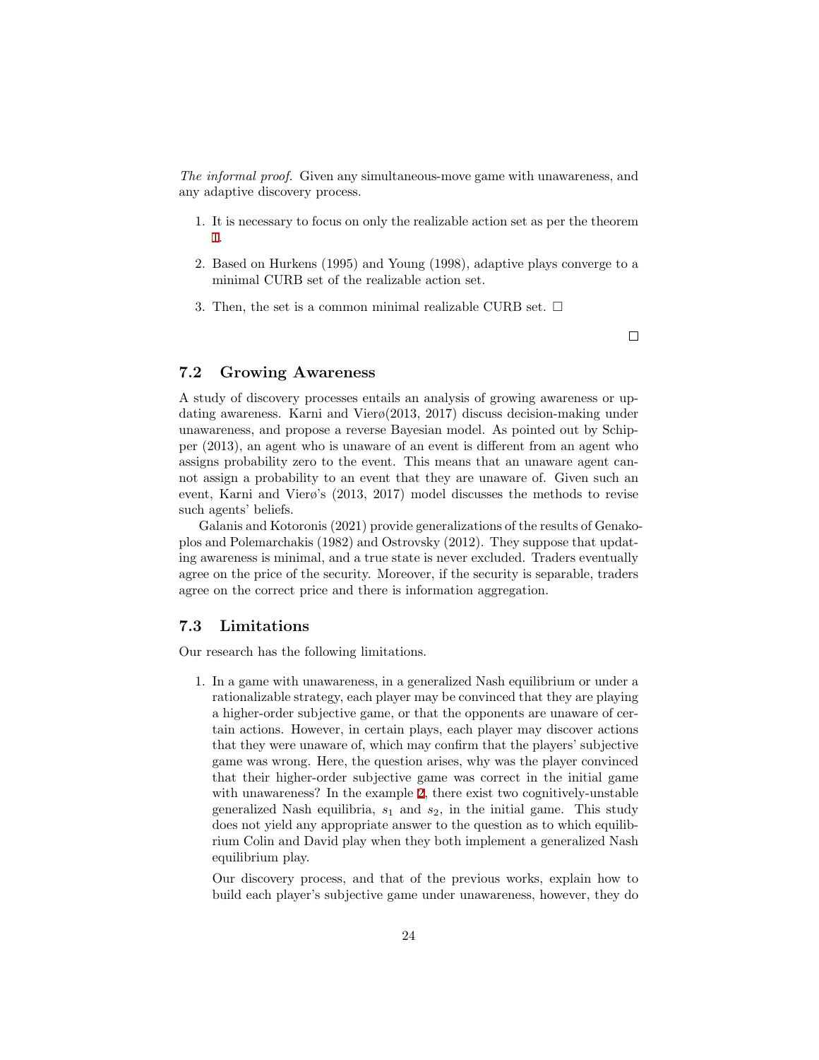*The informal proof.* Given any simultaneous-move game with unawareness, and any adaptive discovery process.

1. It is necessary to focus on only the realizable action set as per the theorem 1.
2. Based on Hurkens (1995) and Young (1998), adaptive plays converge to a minimal CURB set of the realizable action set.
3. Then, the set is a common minimal realizable CURB set. □

□

## 7.2 Growing Awareness

A study of discovery processes entails an analysis of growing awareness or updating awareness. Karni and Vierø(2013, 2017) discuss decision-making under unawareness, and propose a reverse Bayesian model. As pointed out by Schipper (2013), an agent who is unaware of an event is different from an agent who assigns probability zero to the event. This means that an unaware agent cannot assign a probability to an event that they are unaware of. Given such an event, Karni and Vierø's (2013, 2017) model discusses the methods to revise such agents' beliefs.

Galanis and Kotoronis (2021) provide generalizations of the results of Genakoplos and Polemarchakis (1982) and Ostrovsky (2012). They suppose that updating awareness is minimal, and a true state is never excluded. Traders eventually agree on the price of the security. Moreover, if the security is separable, traders agree on the correct price and there is information aggregation.

## 7.3 Limitations

Our research has the following limitations.

1. In a game with unawareness, in a generalized Nash equilibrium or under a rationalizable strategy, each player may be convinced that they are playing a higher-order subjective game, or that the opponents are unaware of certain actions. However, in certain plays, each player may discover actions that they were unaware of, which may confirm that the players' subjective game was wrong. Here, the question arises, why was the player convinced that their higher-order subjective game was correct in the initial game with unawareness? In the example 2, there exist two cognitively-unstable generalized Nash equilibria, $s_1$ and $s_2$, in the initial game. This study does not yield any appropriate answer to the question as to which equilibrium Colin and David play when they both implement a generalized Nash equilibrium play.

   Our discovery process, and that of the previous works, explain how to build each player's subjective game under unawareness, however, they do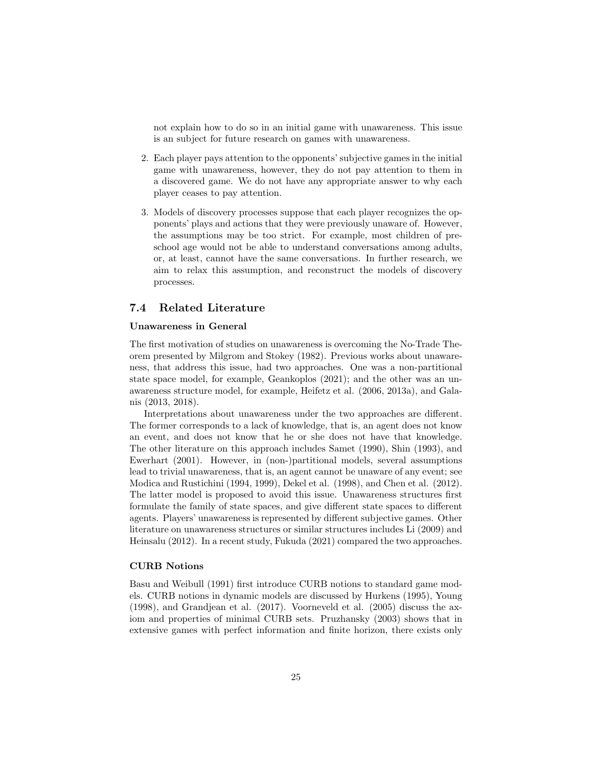not explain how to do so in an initial game with unawareness. This issue is an subject for future research on games with unawareness.

2. Each player pays attention to the opponents' subjective games in the initial game with unawareness, however, they do not pay attention to them in a discovered game. We do not have any appropriate answer to why each player ceases to pay attention.

3. Models of discovery processes suppose that each player recognizes the opponents' plays and actions that they were previously unaware of. However, the assumptions may be too strict. For example, most children of preschool age would not be able to understand conversations among adults, or, at least, cannot have the same conversations. In further research, we aim to relax this assumption, and reconstruct the models of discovery processes.

## 7.4 Related Literature

### Unawareness in General

The first motivation of studies on unawareness is overcoming the No-Trade Theorem presented by Milgrom and Stokey (1982). Previous works about unawareness, that address this issue, had two approaches. One was a non-partitional state space model, for example, Geankoplos (2021); and the other was an unawareness structure model, for example, Heifetz et al. (2006, 2013a), and Galanis (2013, 2018).

Interpretations about unawareness under the two approaches are different. The former corresponds to a lack of knowledge, that is, an agent does not know an event, and does not know that he or she does not have that knowledge. The other literature on this approach includes Samet (1990), Shin (1993), and Ewerhart (2001). However, in (non-)partitional models, several assumptions lead to trivial unawareness, that is, an agent cannot be unaware of any event; see Modica and Rustichini (1994, 1999), Dekel et al. (1998), and Chen et al. (2012). The latter model is proposed to avoid this issue. Unawareness structures first formulate the family of state spaces, and give different state spaces to different agents. Players' unawareness is represented by different subjective games. Other literature on unawareness structures or similar structures includes Li (2009) and Heinsalu (2012). In a recent study, Fukuda (2021) compared the two approaches.

### CURB Notions

Basu and Weibull (1991) first introduce CURB notions to standard game models. CURB notions in dynamic models are discussed by Hurkens (1995), Young (1998), and Grandjean et al. (2017). Voorneveld et al. (2005) discuss the axiom and properties of minimal CURB sets. Pruzhansky (2003) shows that in extensive games with perfect information and finite horizon, there exists only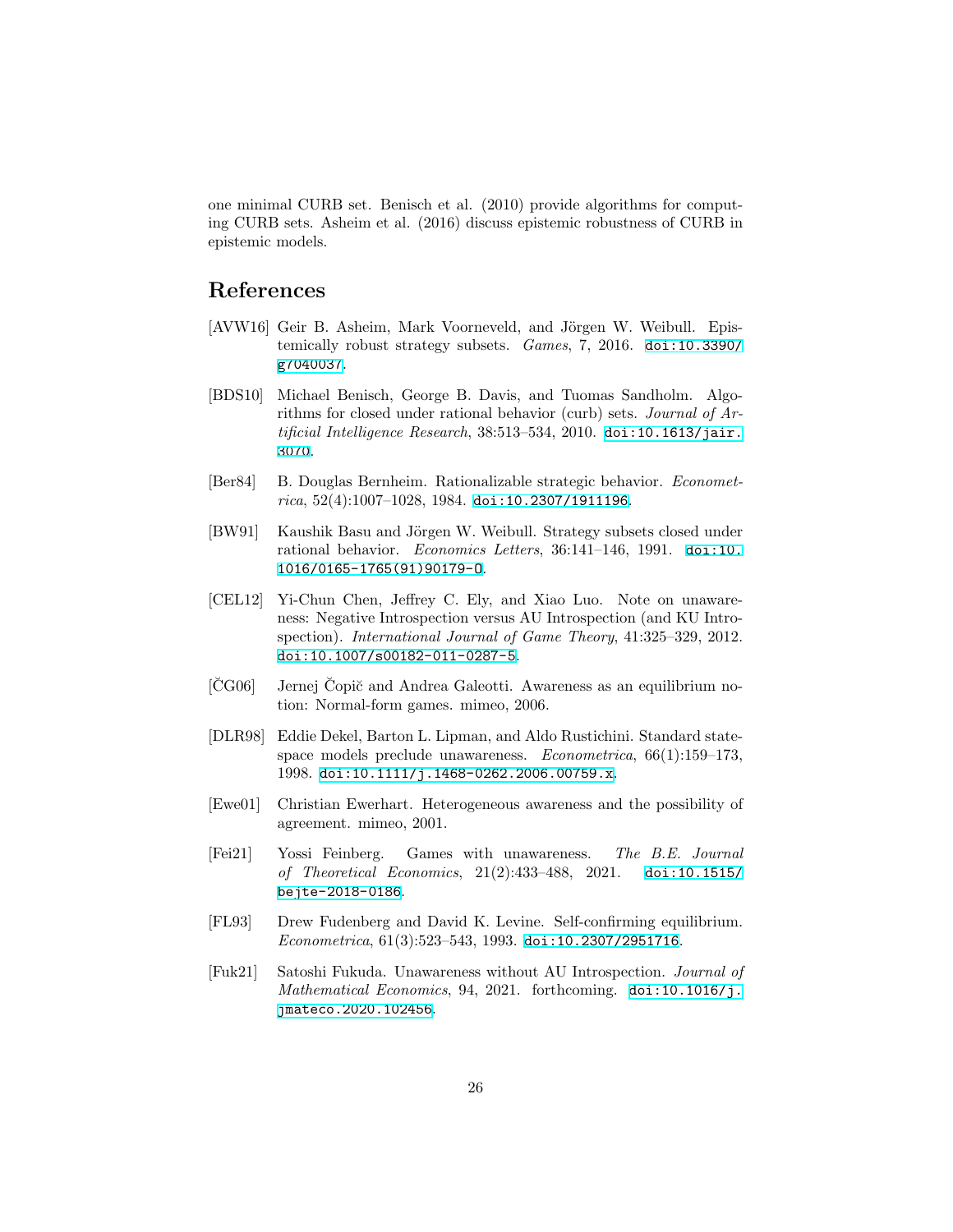one minimal CURB set. Benisch et al. (2010) provide algorithms for computing CURB sets. Asheim et al. (2016) discuss epistemic robustness of CURB in epistemic models.

## References

[AVW16] Geir B. Asheim, Mark Voorneveld, and Jörgen W. Weibull. Epistemically robust strategy subsets. *Games*, 7, 2016. doi:10.3390/g7040037.

[BDS10] Michael Benisch, George B. Davis, and Tuomas Sandholm. Algorithms for closed under rational behavior (curb) sets. *Journal of Artificial Intelligence Research*, 38:513–534, 2010. doi:10.1613/jair.3070.

[Ber84] B. Douglas Bernheim. Rationalizable strategic behavior. *Econometrica*, 52(4):1007–1028, 1984. doi:10.2307/1911196.

[BW91] Kaushik Basu and Jörgen W. Weibull. Strategy subsets closed under rational behavior. *Economics Letters*, 36:141–146, 1991. doi:10.1016/0165-1765(91)90179-O.

[CEL12] Yi-Chun Chen, Jeffrey C. Ely, and Xiao Luo. Note on unawareness: Negative Introspection versus AU Introspection (and KU Introspection). *International Journal of Game Theory*, 41:325–329, 2012. doi:10.1007/s00182-011-0287-5.

[ČG06] Jernej Čopič and Andrea Galeotti. Awareness as an equilibrium notion: Normal-form games. mimeo, 2006.

[DLR98] Eddie Dekel, Barton L. Lipman, and Aldo Rustichini. Standard state-space models preclude unawareness. *Econometrica*, 66(1):159–173, 1998. doi:10.1111/j.1468-0262.2006.00759.x.

[Ewe01] Christian Ewerhart. Heterogeneous awareness and the possibility of agreement. mimeo, 2001.

[Fei21] Yossi Feinberg. Games with unawareness. *The B.E. Journal of Theoretical Economics*, 21(2):433–488, 2021. doi:10.1515/bejte-2018-0186.

[FL93] Drew Fudenberg and David K. Levine. Self-confirming equilibrium. *Econometrica*, 61(3):523–543, 1993. doi:10.2307/2951716.

[Fuk21] Satoshi Fukuda. Unawareness without AU Introspection. *Journal of Mathematical Economics*, 94, 2021. forthcoming. doi:10.1016/j.jmateco.2020.102456.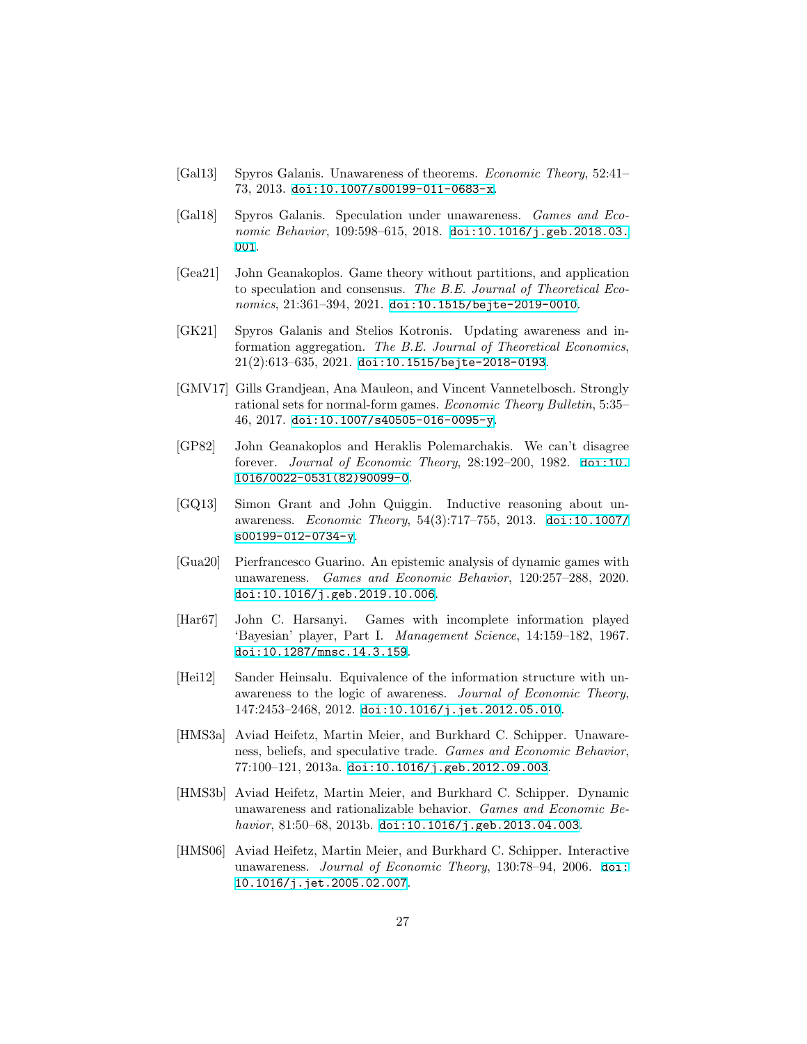[Gal13] Spyros Galanis. Unawareness of theorems. *Economic Theory*, 52:41–73, 2013. doi:10.1007/s00199-011-0683-x.

[Gal18] Spyros Galanis. Speculation under unawareness. *Games and Economic Behavior*, 109:598–615, 2018. doi:10.1016/j.geb.2018.03.001.

[Gea21] John Geanakoplos. Game theory without partitions, and application to speculation and consensus. *The B.E. Journal of Theoretical Economics*, 21:361–394, 2021. doi:10.1515/bejte-2019-0010.

[GK21] Spyros Galanis and Stelios Kotronis. Updating awareness and information aggregation. *The B.E. Journal of Theoretical Economics*, 21(2):613–635, 2021. doi:10.1515/bejte-2018-0193.

[GMV17] Gills Grandjean, Ana Mauleon, and Vincent Vannetelbosch. Strongly rational sets for normal-form games. *Economic Theory Bulletin*, 5:35–46, 2017. doi:10.1007/s40505-016-0095-y.

[GP82] John Geanakoplos and Heraklis Polemarchakis. We can't disagree forever. *Journal of Economic Theory*, 28:192–200, 1982. doi:10.1016/0022-0531(82)90099-0.

[GQ13] Simon Grant and John Quiggin. Inductive reasoning about unawareness. *Economic Theory*, 54(3):717–755, 2013. doi:10.1007/s00199-012-0734-y.

[Gua20] Pierfrancesco Guarino. An epistemic analysis of dynamic games with unawareness. *Games and Economic Behavior*, 120:257–288, 2020. doi:10.1016/j.geb.2019.10.006.

[Har67] John C. Harsanyi. Games with incomplete information played 'Bayesian' player, Part I. *Management Science*, 14:159–182, 1967. doi:10.1287/mnsc.14.3.159.

[Hei12] Sander Heinsalu. Equivalence of the information structure with unawareness to the logic of awareness. *Journal of Economic Theory*, 147:2453–2468, 2012. doi:10.1016/j.jet.2012.05.010.

[HMS3a] Aviad Heifetz, Martin Meier, and Burkhard C. Schipper. Unawareness, beliefs, and speculative trade. *Games and Economic Behavior*, 77:100–121, 2013a. doi:10.1016/j.geb.2012.09.003.

[HMS3b] Aviad Heifetz, Martin Meier, and Burkhard C. Schipper. Dynamic unawareness and rationalizable behavior. *Games and Economic Behavior*, 81:50–68, 2013b. doi:10.1016/j.geb.2013.04.003.

[HMS06] Aviad Heifetz, Martin Meier, and Burkhard C. Schipper. Interactive unawareness. *Journal of Economic Theory*, 130:78–94, 2006. doi:10.1016/j.jet.2005.02.007.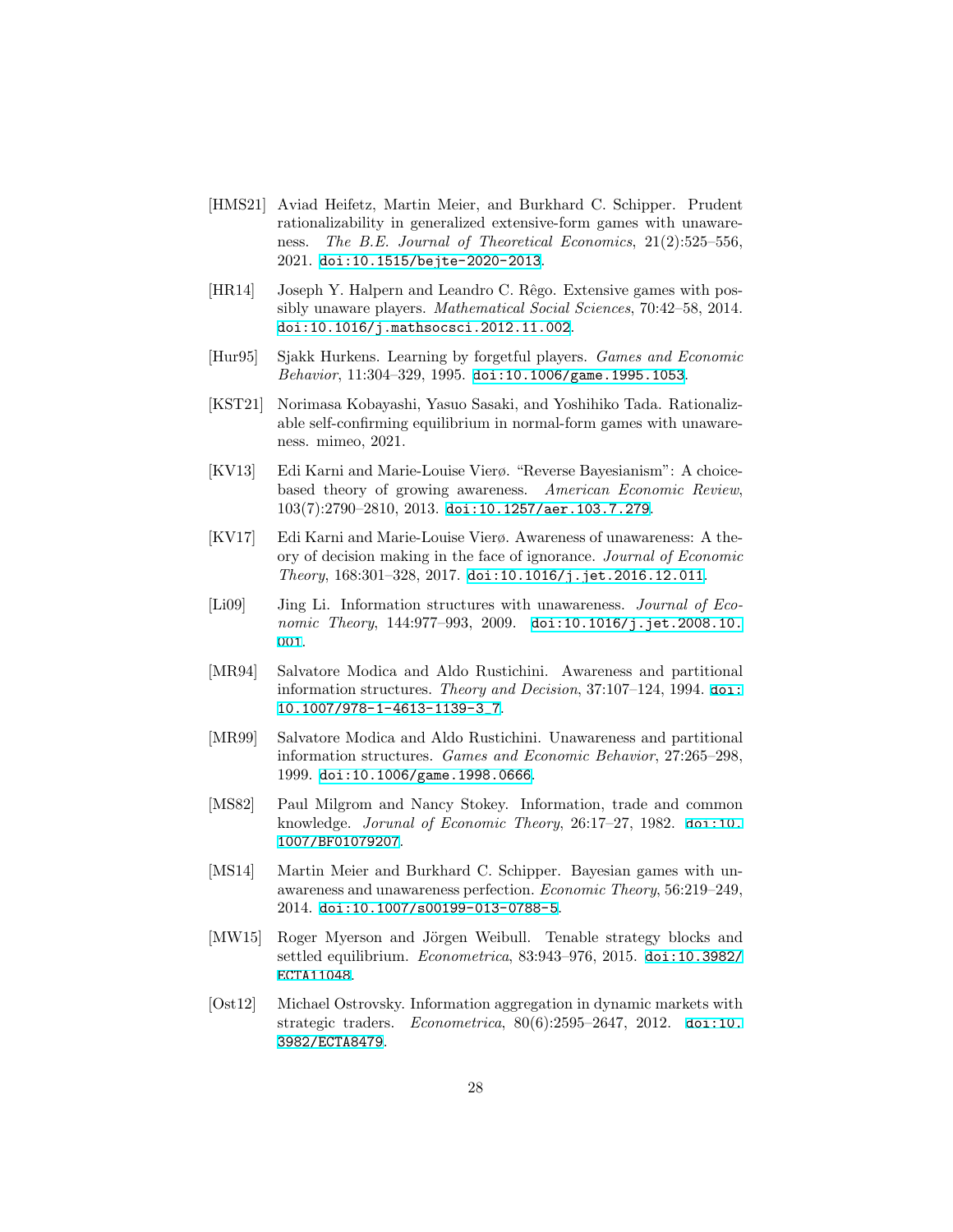[HMS21] Aviad Heifetz, Martin Meier, and Burkhard C. Schipper. Prudent rationalizability in generalized extensive-form games with unawareness. *The B.E. Journal of Theoretical Economics*, 21(2):525–556, 2021. doi:10.1515/bejte-2020-2013.

[HR14] Joseph Y. Halpern and Leandro C. Rêgo. Extensive games with possibly unaware players. *Mathematical Social Sciences*, 70:42–58, 2014. doi:10.1016/j.mathsocsci.2012.11.002.

[Hur95] Sjakk Hurkens. Learning by forgetful players. *Games and Economic Behavior*, 11:304–329, 1995. doi:10.1006/game.1995.1053.

[KST21] Norimasa Kobayashi, Yasuo Sasaki, and Yoshihiko Tada. Rationalizable self-confirming equilibrium in normal-form games with unawareness. mimeo, 2021.

[KV13] Edi Karni and Marie-Louise Vierø. "Reverse Bayesianism": A choice-based theory of growing awareness. *American Economic Review*, 103(7):2790–2810, 2013. doi:10.1257/aer.103.7.279.

[KV17] Edi Karni and Marie-Louise Vierø. Awareness of unawareness: A theory of decision making in the face of ignorance. *Journal of Economic Theory*, 168:301–328, 2017. doi:10.1016/j.jet.2016.12.011.

[Li09] Jing Li. Information structures with unawareness. *Journal of Economic Theory*, 144:977–993, 2009. doi:10.1016/j.jet.2008.10.001.

[MR94] Salvatore Modica and Aldo Rustichini. Awareness and partitional information structures. *Theory and Decision*, 37:107–124, 1994. doi:10.1007/978-1-4613-1139-3_7.

[MR99] Salvatore Modica and Aldo Rustichini. Unawareness and partitional information structures. *Games and Economic Behavior*, 27:265–298, 1999. doi:10.1006/game.1998.0666.

[MS82] Paul Milgrom and Nancy Stokey. Information, trade and common knowledge. *Jorunal of Economic Theory*, 26:17–27, 1982. doi:10.1007/BF01079207.

[MS14] Martin Meier and Burkhard C. Schipper. Bayesian games with unawareness and unawareness perfection. *Economic Theory*, 56:219–249, 2014. doi:10.1007/s00199-013-0788-5.

[MW15] Roger Myerson and Jörgen Weibull. Tenable strategy blocks and settled equilibrium. *Econometrica*, 83:943–976, 2015. doi:10.3982/ECTA11048.

[Ost12] Michael Ostrovsky. Information aggregation in dynamic markets with strategic traders. *Econometrica*, 80(6):2595–2647, 2012. doi:10.3982/ECTA8479.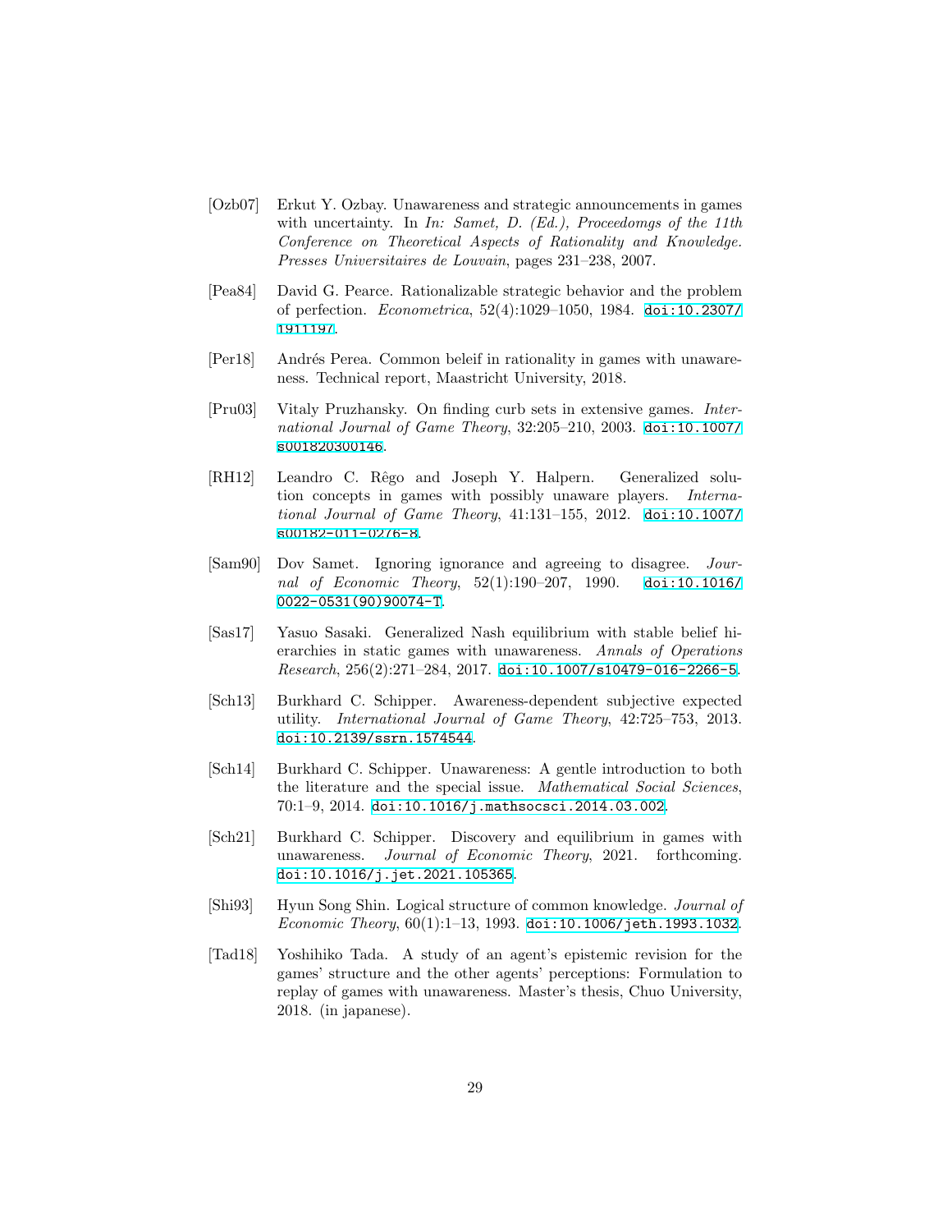[Ozb07] Erkut Y. Ozbay. Unawareness and strategic announcements in games with uncertainty. In *In: Samet, D. (Ed.), Proceedomgs of the 11th Conference on Theoretical Aspects of Rationality and Knowledge. Presses Universitaires de Louvain*, pages 231–238, 2007.

[Pea84] David G. Pearce. Rationalizable strategic behavior and the problem of perfection. *Econometrica*, 52(4):1029–1050, 1984. doi:10.2307/1911197.

[Per18] Andrés Perea. Common beleif in rationality in games with unawareness. Technical report, Maastricht University, 2018.

[Pru03] Vitaly Pruzhansky. On finding curb sets in extensive games. *International Journal of Game Theory*, 32:205–210, 2003. doi:10.1007/s001820300146.

[RH12] Leandro C. Rêgo and Joseph Y. Halpern. Generalized solution concepts in games with possibly unaware players. *International Journal of Game Theory*, 41:131–155, 2012. doi:10.1007/s00182-011-0276-8.

[Sam90] Dov Samet. Ignoring ignorance and agreeing to disagree. *Journal of Economic Theory*, 52(1):190–207, 1990. doi:10.1016/0022-0531(90)90074-T.

[Sas17] Yasuo Sasaki. Generalized Nash equilibrium with stable belief hierarchies in static games with unawareness. *Annals of Operations Research*, 256(2):271–284, 2017. doi:10.1007/s10479-016-2266-5.

[Sch13] Burkhard C. Schipper. Awareness-dependent subjective expected utility. *International Journal of Game Theory*, 42:725–753, 2013. doi:10.2139/ssrn.1574544.

[Sch14] Burkhard C. Schipper. Unawareness: A gentle introduction to both the literature and the special issue. *Mathematical Social Sciences*, 70:1–9, 2014. doi:10.1016/j.mathsocsci.2014.03.002.

[Sch21] Burkhard C. Schipper. Discovery and equilibrium in games with unawareness. *Journal of Economic Theory*, 2021. forthcoming. doi:10.1016/j.jet.2021.105365.

[Shi93] Hyun Song Shin. Logical structure of common knowledge. *Journal of Economic Theory*, 60(1):1–13, 1993. doi:10.1006/jeth.1993.1032.

[Tad18] Yoshihiko Tada. A study of an agent's epistemic revision for the games' structure and the other agents' perceptions: Formulation to replay of games with unawareness. Master's thesis, Chuo University, 2018. (in japanese).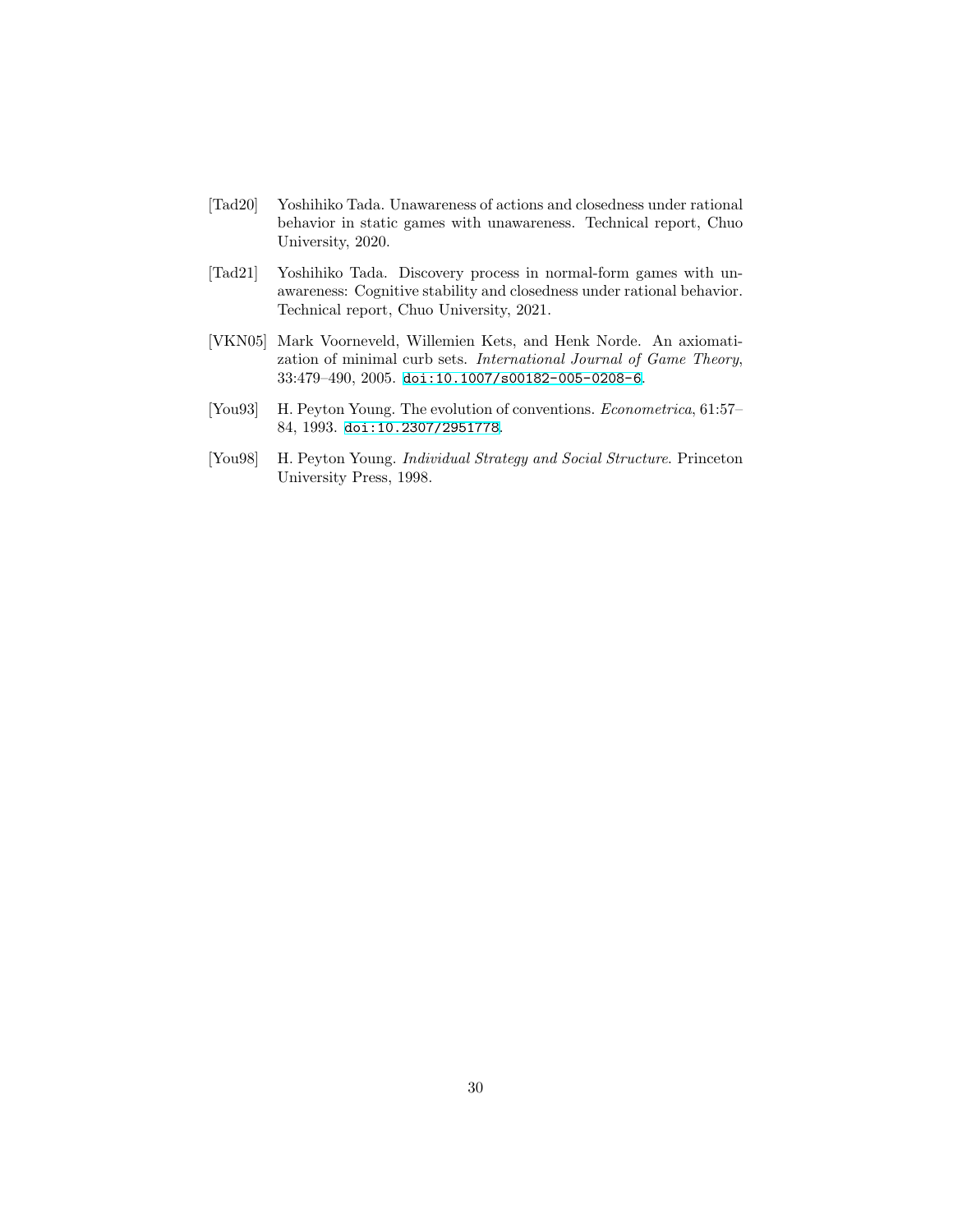[Tad20] Yoshihiko Tada. Unawareness of actions and closedness under rational behavior in static games with unawareness. Technical report, Chuo University, 2020.

[Tad21] Yoshihiko Tada. Discovery process in normal-form games with unawareness: Cognitive stability and closedness under rational behavior. Technical report, Chuo University, 2021.

[VKN05] Mark Voorneveld, Willemien Kets, and Henk Norde. An axiomatization of minimal curb sets. *International Journal of Game Theory*, 33:479–490, 2005. doi:10.1007/s00182-005-0208-6.

[You93] H. Peyton Young. The evolution of conventions. *Econometrica*, 61:57–84, 1993. doi:10.2307/2951778.

[You98] H. Peyton Young. *Individual Strategy and Social Structure*. Princeton University Press, 1998.